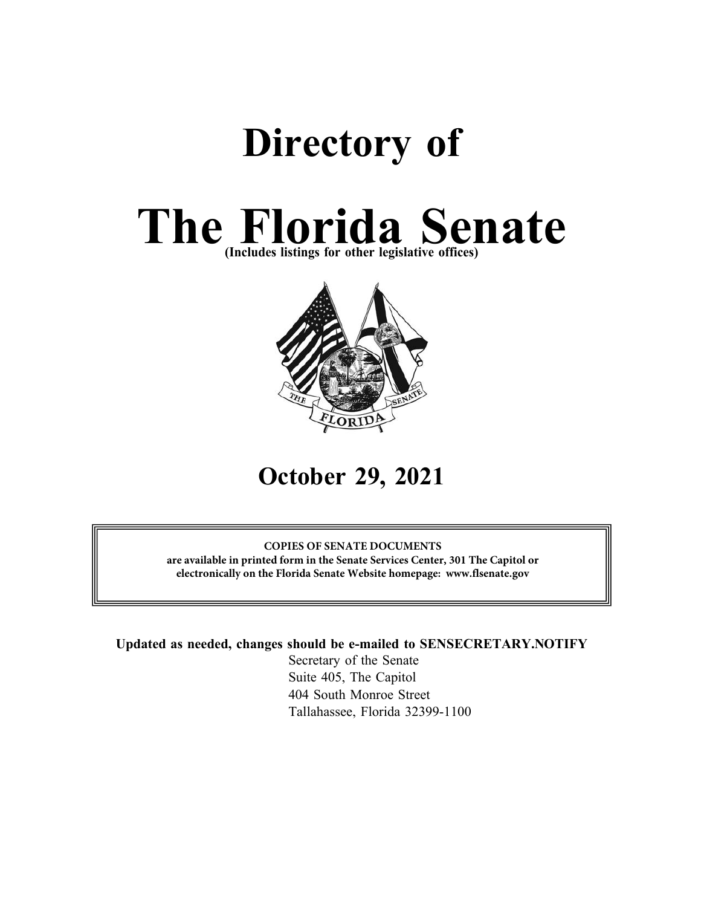# Directory of

# The Florida Senate

**(Includes listings for other legislative offices)**

## October 29, 2021

**COPIES OF SENATE DOCUMENTS**
**are available in printed form in the Senate Services Center, 301 The Capitol or electronically on the Florida Senate Website homepage: www.flsenate.gov**

**Updated as needed, changes should be e-mailed to SENSECRETARY.NOTIFY**

Secretary of the Senate
Suite 405, The Capitol
404 South Monroe Street
Tallahassee, Florida 32399-1100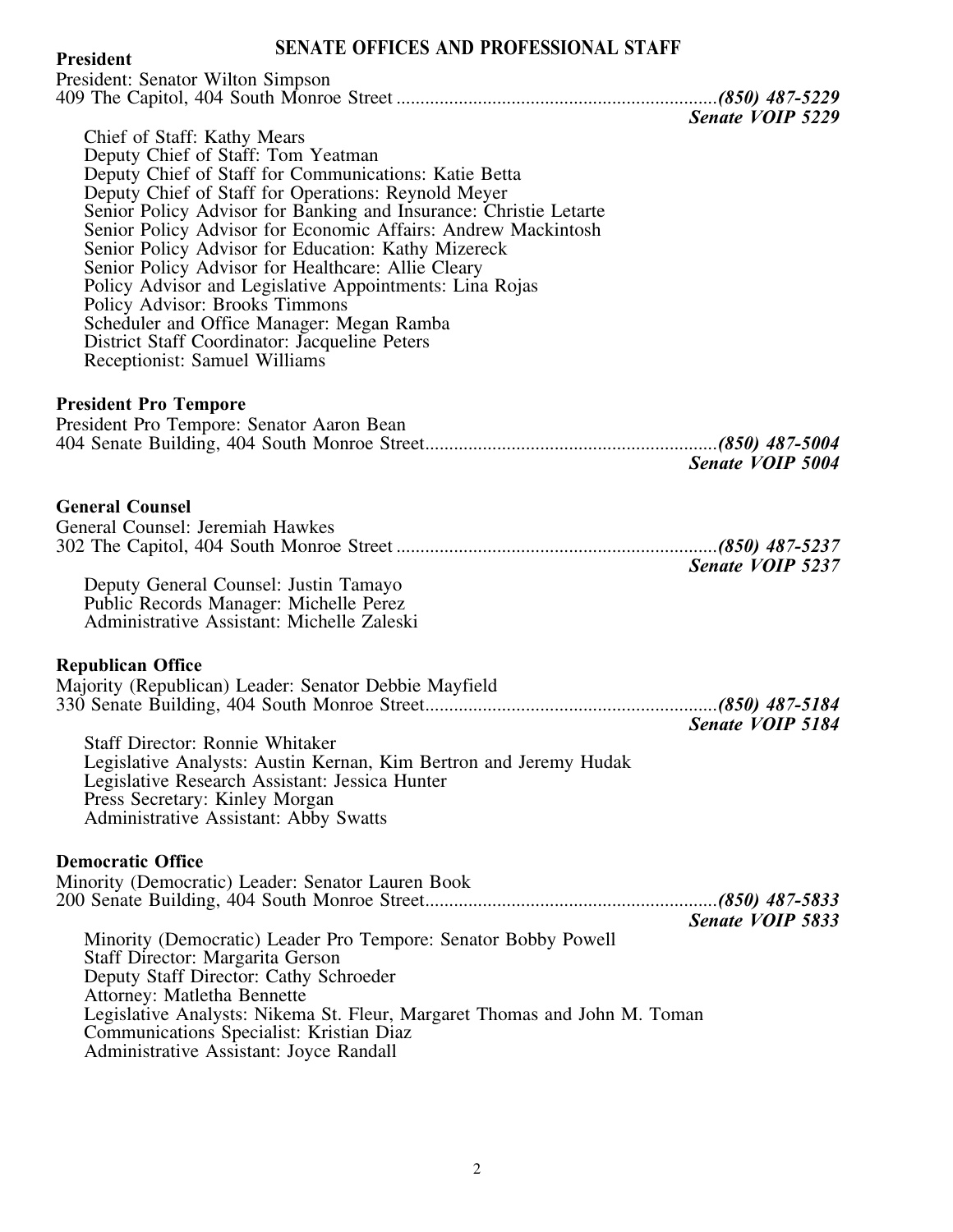# SENATE OFFICES AND PROFESSIONAL STAFF

## President

President: Senator Wilton Simpson
409 The Capitol, 404 South Monroe Street .................................................................. *(850) 487-5229*
*Senate VOIP 5229*

Chief of Staff: Kathy Mears
Deputy Chief of Staff: Tom Yeatman
Deputy Chief of Staff for Communications: Katie Betta
Deputy Chief of Staff for Operations: Reynold Meyer
Senior Policy Advisor for Banking and Insurance: Christie Letarte
Senior Policy Advisor for Economic Affairs: Andrew Mackintosh
Senior Policy Advisor for Education: Kathy Mizereck
Senior Policy Advisor for Healthcare: Allie Cleary
Policy Advisor and Legislative Appointments: Lina Rojas
Policy Advisor: Brooks Timmons
Scheduler and Office Manager: Megan Ramba
District Staff Coordinator: Jacqueline Peters
Receptionist: Samuel Williams

## President Pro Tempore

President Pro Tempore: Senator Aaron Bean
404 Senate Building, 404 South Monroe Street............................................................ *(850) 487-5004*
*Senate VOIP 5004*

## General Counsel

General Counsel: Jeremiah Hawkes
302 The Capitol, 404 South Monroe Street .................................................................. *(850) 487-5237*
*Senate VOIP 5237*

Deputy General Counsel: Justin Tamayo
Public Records Manager: Michelle Perez
Administrative Assistant: Michelle Zaleski

## Republican Office

Majority (Republican) Leader: Senator Debbie Mayfield
330 Senate Building, 404 South Monroe Street............................................................ *(850) 487-5184*
*Senate VOIP 5184*

Staff Director: Ronnie Whitaker
Legislative Analysts: Austin Kernan, Kim Bertron and Jeremy Hudak
Legislative Research Assistant: Jessica Hunter
Press Secretary: Kinley Morgan
Administrative Assistant: Abby Swatts

## Democratic Office

Minority (Democratic) Leader: Senator Lauren Book
200 Senate Building, 404 South Monroe Street............................................................ *(850) 487-5833*
*Senate VOIP 5833*

Minority (Democratic) Leader Pro Tempore: Senator Bobby Powell
Staff Director: Margarita Gerson
Deputy Staff Director: Cathy Schroeder
Attorney: Matletha Bennette
Legislative Analysts: Nikema St. Fleur, Margaret Thomas and John M. Toman
Communications Specialist: Kristian Diaz
Administrative Assistant: Joyce Randall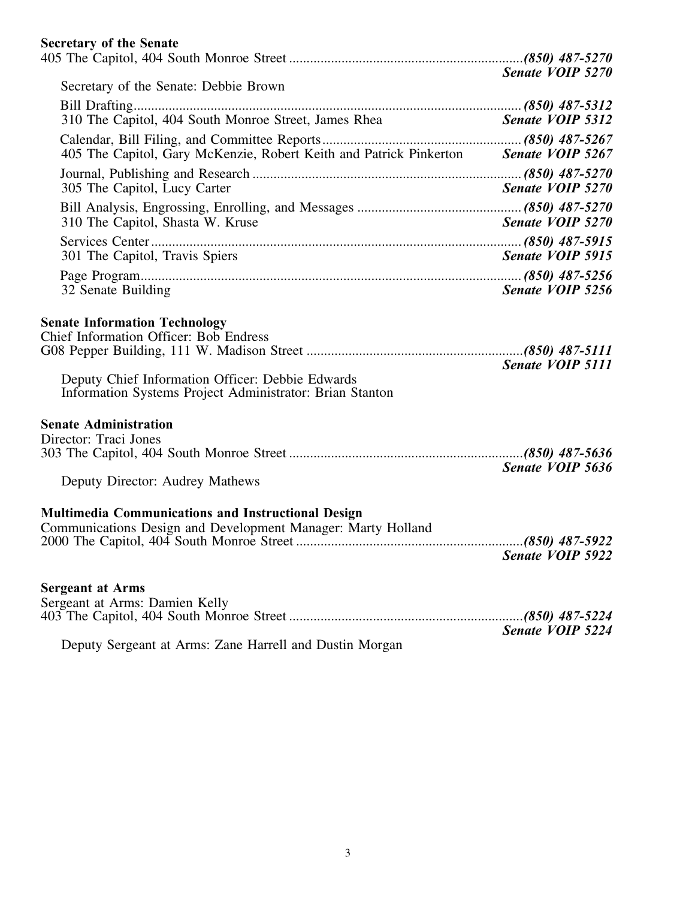**Secretary of the Senate**

405 The Capitol, 404 South Monroe Street .................................................................*(850) 487-5270*
***Senate VOIP 5270***

Secretary of the Senate: Debbie Brown

Bill Drafting.................................................................................................................*(850) 487-5312*
310 The Capitol, 404 South Monroe Street, James Rhea ***Senate VOIP 5312***

Calendar, Bill Filing, and Committee Reports.........................................................*(850) 487-5267*
405 The Capitol, Gary McKenzie, Robert Keith and Patrick Pinkerton ***Senate VOIP 5267***

Journal, Publishing and Research ............................................................................*(850) 487-5270*
305 The Capitol, Lucy Carter ***Senate VOIP 5270***

Bill Analysis, Engrossing, Enrolling, and Messages ..............................................*(850) 487-5270*
310 The Capitol, Shasta W. Kruse ***Senate VOIP 5270***

Services Center...........................................................................................................*(850) 487-5915*
301 The Capitol, Travis Spiers ***Senate VOIP 5915***

Page Program.............................................................................................................*(850) 487-5256*
32 Senate Building ***Senate VOIP 5256***

**Senate Information Technology**

Chief Information Officer: Bob Endress
G08 Pepper Building, 111 W. Madison Street .............................................................*(850) 487-5111*
***Senate VOIP 5111***

Deputy Chief Information Officer: Debbie Edwards
Information Systems Project Administrator: Brian Stanton

**Senate Administration**

Director: Traci Jones
303 The Capitol, 404 South Monroe Street .................................................................*(850) 487-5636*
***Senate VOIP 5636***

Deputy Director: Audrey Mathews

**Multimedia Communications and Instructional Design**

Communications Design and Development Manager: Marty Holland
2000 The Capitol, 404 South Monroe Street ...............................................................*(850) 487-5922*
***Senate VOIP 5922***

**Sergeant at Arms**

Sergeant at Arms: Damien Kelly
403 The Capitol, 404 South Monroe Street .................................................................*(850) 487-5224*
***Senate VOIP 5224***

Deputy Sergeant at Arms: Zane Harrell and Dustin Morgan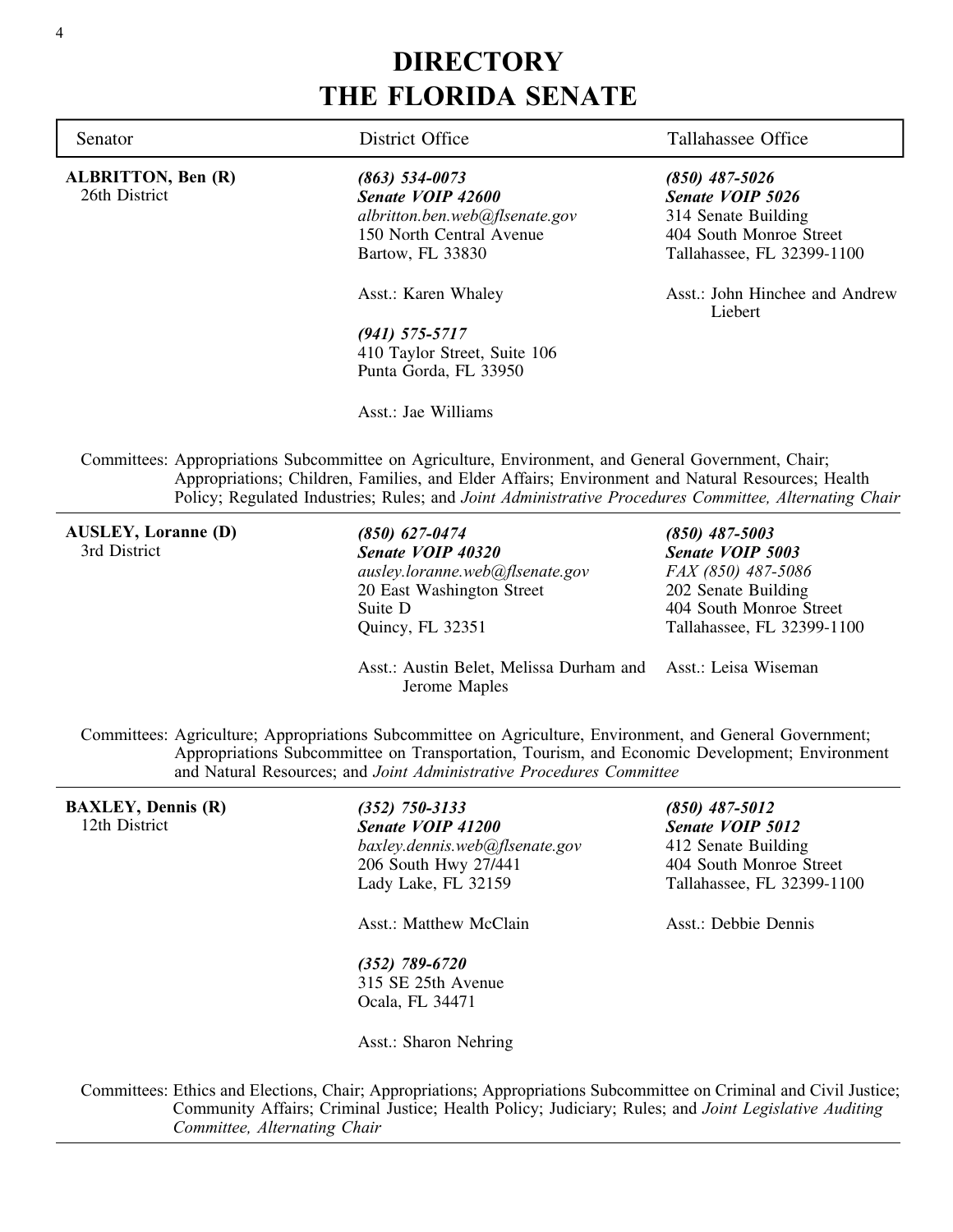# DIRECTORY
# THE FLORIDA SENATE

| Senator | District Office | Tallahassee Office |
|---|---|---|
| **ALBRITTON, Ben (R)**<br>26th District | ***(863) 534-0073***<br>***Senate VOIP 42600***<br>*albritton.ben.web@flsenate.gov*<br>150 North Central Avenue<br>Bartow, FL 33830<br><br>Asst.: Karen Whaley<br><br>***(941) 575-5717***<br>410 Taylor Street, Suite 106<br>Punta Gorda, FL 33950<br><br>Asst.: Jae Williams | ***(850) 487-5026***<br>***Senate VOIP 5026***<br>314 Senate Building<br>404 South Monroe Street<br>Tallahassee, FL 32399-1100<br><br>Asst.: John Hinchee and Andrew Liebert |

Committees: Appropriations Subcommittee on Agriculture, Environment, and General Government, Chair; Appropriations; Children, Families, and Elder Affairs; Environment and Natural Resources; Health Policy; Regulated Industries; Rules; and *Joint Administrative Procedures Committee, Alternating Chair*

---

| Senator | District Office | Tallahassee Office |
|---|---|---|
| **AUSLEY, Loranne (D)**<br>3rd District | ***(850) 627-0474***<br>***Senate VOIP 40320***<br>*ausley.loranne.web@flsenate.gov*<br>20 East Washington Street<br>Suite D<br>Quincy, FL 32351<br><br>Asst.: Austin Belet, Melissa Durham and Jerome Maples | ***(850) 487-5003***<br>***Senate VOIP 5003***<br>*FAX (850) 487-5086*<br>202 Senate Building<br>404 South Monroe Street<br>Tallahassee, FL 32399-1100<br><br>Asst.: Leisa Wiseman |

Committees: Agriculture; Appropriations Subcommittee on Agriculture, Environment, and General Government; Appropriations Subcommittee on Transportation, Tourism, and Economic Development; Environment and Natural Resources; and *Joint Administrative Procedures Committee*

---

| Senator | District Office | Tallahassee Office |
|---|---|---|
| **BAXLEY, Dennis (R)**<br>12th District | ***(352) 750-3133***<br>***Senate VOIP 41200***<br>*baxley.dennis.web@flsenate.gov*<br>206 South Hwy 27/441<br>Lady Lake, FL 32159<br><br>Asst.: Matthew McClain<br><br>***(352) 789-6720***<br>315 SE 25th Avenue<br>Ocala, FL 34471<br><br>Asst.: Sharon Nehring | ***(850) 487-5012***<br>***Senate VOIP 5012***<br>412 Senate Building<br>404 South Monroe Street<br>Tallahassee, FL 32399-1100<br><br>Asst.: Debbie Dennis |

Committees: Ethics and Elections, Chair; Appropriations; Appropriations Subcommittee on Criminal and Civil Justice; Community Affairs; Criminal Justice; Health Policy; Judiciary; Rules; and *Joint Legislative Auditing Committee, Alternating Chair*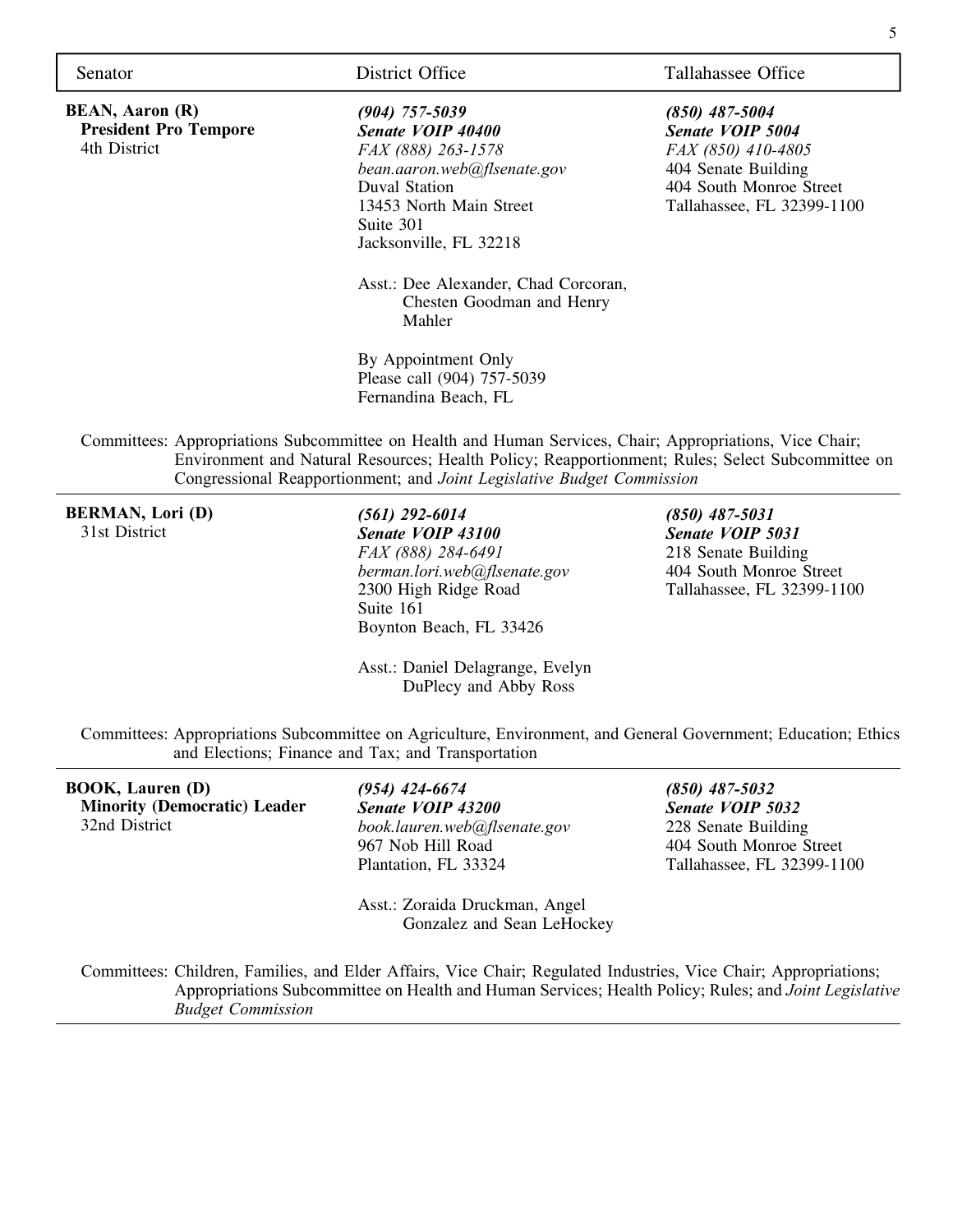| Senator | District Office | Tallahassee Office |
|---|---|---|
| **BEAN, Aaron (R)**<br>**President Pro Tempore**<br>4th District | ***(904) 757-5039***<br>***Senate VOIP 40400***<br>*FAX (888) 263-1578*<br>*bean.aaron.web@flsenate.gov*<br>Duval Station<br>13453 North Main Street<br>Suite 301<br>Jacksonville, FL 32218<br><br>Asst.: Dee Alexander, Chad Corcoran, Chesten Goodman and Henry Mahler<br><br>By Appointment Only<br>Please call (904) 757-5039<br>Fernandina Beach, FL | ***(850) 487-5004***<br>***Senate VOIP 5004***<br>*FAX (850) 410-4805*<br>404 Senate Building<br>404 South Monroe Street<br>Tallahassee, FL 32399-1100 |

Committees: Appropriations Subcommittee on Health and Human Services, Chair; Appropriations, Vice Chair; Environment and Natural Resources; Health Policy; Reapportionment; Rules; Select Subcommittee on Congressional Reapportionment; and *Joint Legislative Budget Commission*

| Senator | District Office | Tallahassee Office |
|---|---|---|
| **BERMAN, Lori (D)**<br>31st District | ***(561) 292-6014***<br>***Senate VOIP 43100***<br>*FAX (888) 284-6491*<br>*berman.lori.web@flsenate.gov*<br>2300 High Ridge Road<br>Suite 161<br>Boynton Beach, FL 33426<br><br>Asst.: Daniel Delagrange, Evelyn DuPlecy and Abby Ross | ***(850) 487-5031***<br>***Senate VOIP 5031***<br>218 Senate Building<br>404 South Monroe Street<br>Tallahassee, FL 32399-1100 |

Committees: Appropriations Subcommittee on Agriculture, Environment, and General Government; Education; Ethics and Elections; Finance and Tax; and Transportation

| Senator | District Office | Tallahassee Office |
|---|---|---|
| **BOOK, Lauren (D)**<br>**Minority (Democratic) Leader**<br>32nd District | ***(954) 424-6674***<br>***Senate VOIP 43200***<br>*book.lauren.web@flsenate.gov*<br>967 Nob Hill Road<br>Plantation, FL 33324<br><br>Asst.: Zoraida Druckman, Angel Gonzalez and Sean LeHockey | ***(850) 487-5032***<br>***Senate VOIP 5032***<br>228 Senate Building<br>404 South Monroe Street<br>Tallahassee, FL 32399-1100 |

Committees: Children, Families, and Elder Affairs, Vice Chair; Regulated Industries, Vice Chair; Appropriations; Appropriations Subcommittee on Health and Human Services; Health Policy; Rules; and *Joint Legislative Budget Commission*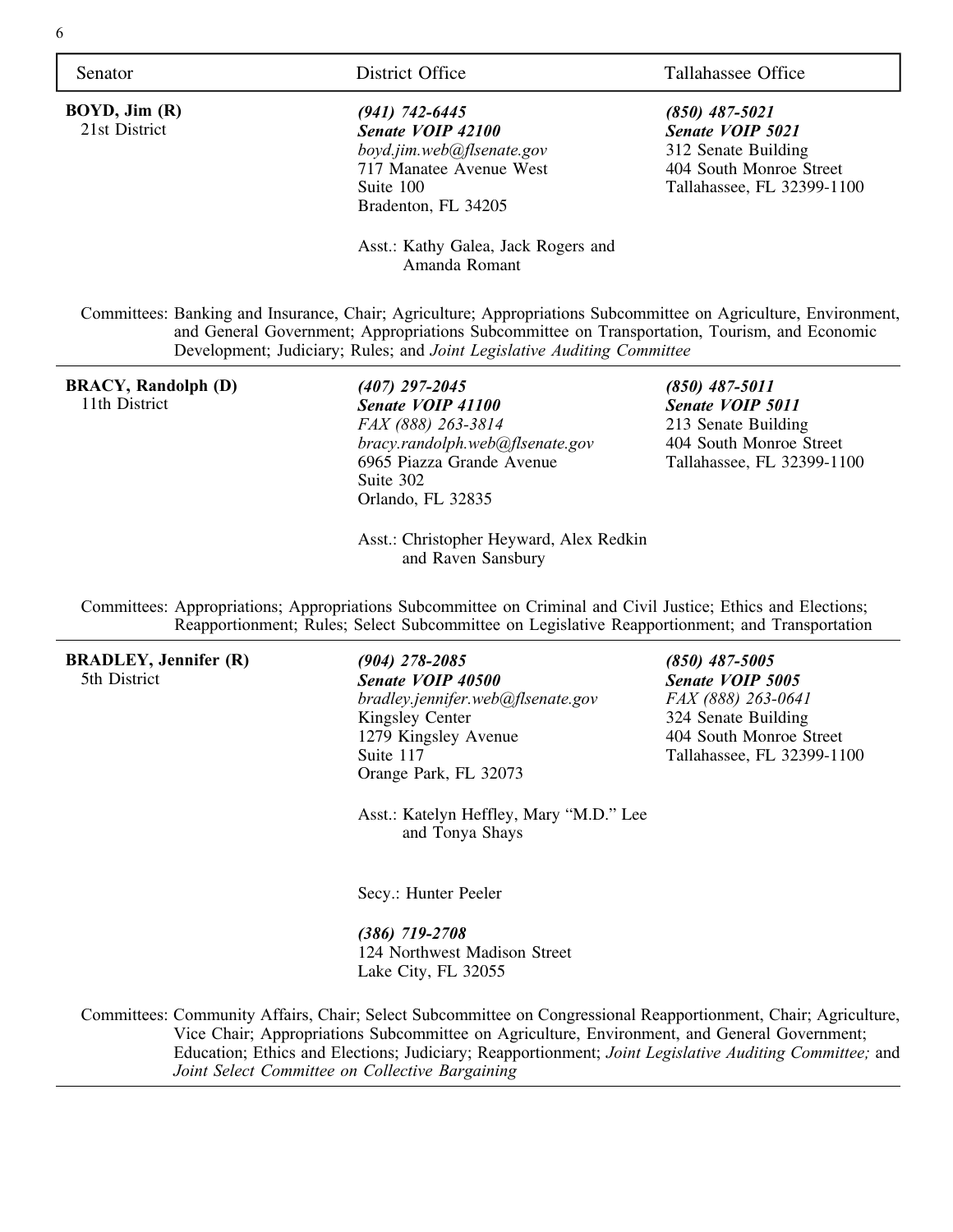| Senator | District Office | Tallahassee Office |
|---|---|---|
| **BOYD, Jim (R)**<br>21st District | ***(941) 742-6445***<br>***Senate VOIP 42100***<br>*boyd.jim.web@flsenate.gov*<br>717 Manatee Avenue West<br>Suite 100<br>Bradenton, FL 34205<br><br>Asst.: Kathy Galea, Jack Rogers and Amanda Romant | ***(850) 487-5021***<br>***Senate VOIP 5021***<br>312 Senate Building<br>404 South Monroe Street<br>Tallahassee, FL 32399-1100 |

Committees: Banking and Insurance, Chair; Agriculture; Appropriations Subcommittee on Agriculture, Environment, and General Government; Appropriations Subcommittee on Transportation, Tourism, and Economic Development; Judiciary; Rules; and *Joint Legislative Auditing Committee*

---

| Senator | District Office | Tallahassee Office |
|---|---|---|
| **BRACY, Randolph (D)**<br>11th District | ***(407) 297-2045***<br>***Senate VOIP 41100***<br>*FAX (888) 263-3814*<br>*bracy.randolph.web@flsenate.gov*<br>6965 Piazza Grande Avenue<br>Suite 302<br>Orlando, FL 32835<br><br>Asst.: Christopher Heyward, Alex Redkin and Raven Sansbury | ***(850) 487-5011***<br>***Senate VOIP 5011***<br>213 Senate Building<br>404 South Monroe Street<br>Tallahassee, FL 32399-1100 |

Committees: Appropriations; Appropriations Subcommittee on Criminal and Civil Justice; Ethics and Elections; Reapportionment; Rules; Select Subcommittee on Legislative Reapportionment; and Transportation

---

| Senator | District Office | Tallahassee Office |
|---|---|---|
| **BRADLEY, Jennifer (R)**<br>5th District | ***(904) 278-2085***<br>***Senate VOIP 40500***<br>*bradley.jennifer.web@flsenate.gov*<br>Kingsley Center<br>1279 Kingsley Avenue<br>Suite 117<br>Orange Park, FL 32073<br><br>Asst.: Katelyn Heffley, Mary "M.D." Lee and Tonya Shays<br><br>Secy.: Hunter Peeler<br><br>***(386) 719-2708***<br>124 Northwest Madison Street<br>Lake City, FL 32055 | ***(850) 487-5005***<br>***Senate VOIP 5005***<br>*FAX (888) 263-0641*<br>324 Senate Building<br>404 South Monroe Street<br>Tallahassee, FL 32399-1100 |

Committees: Community Affairs, Chair; Select Subcommittee on Congressional Reapportionment, Chair; Agriculture, Vice Chair; Appropriations Subcommittee on Agriculture, Environment, and General Government; Education; Ethics and Elections; Judiciary; Reapportionment; *Joint Legislative Auditing Committee;* and *Joint Select Committee on Collective Bargaining*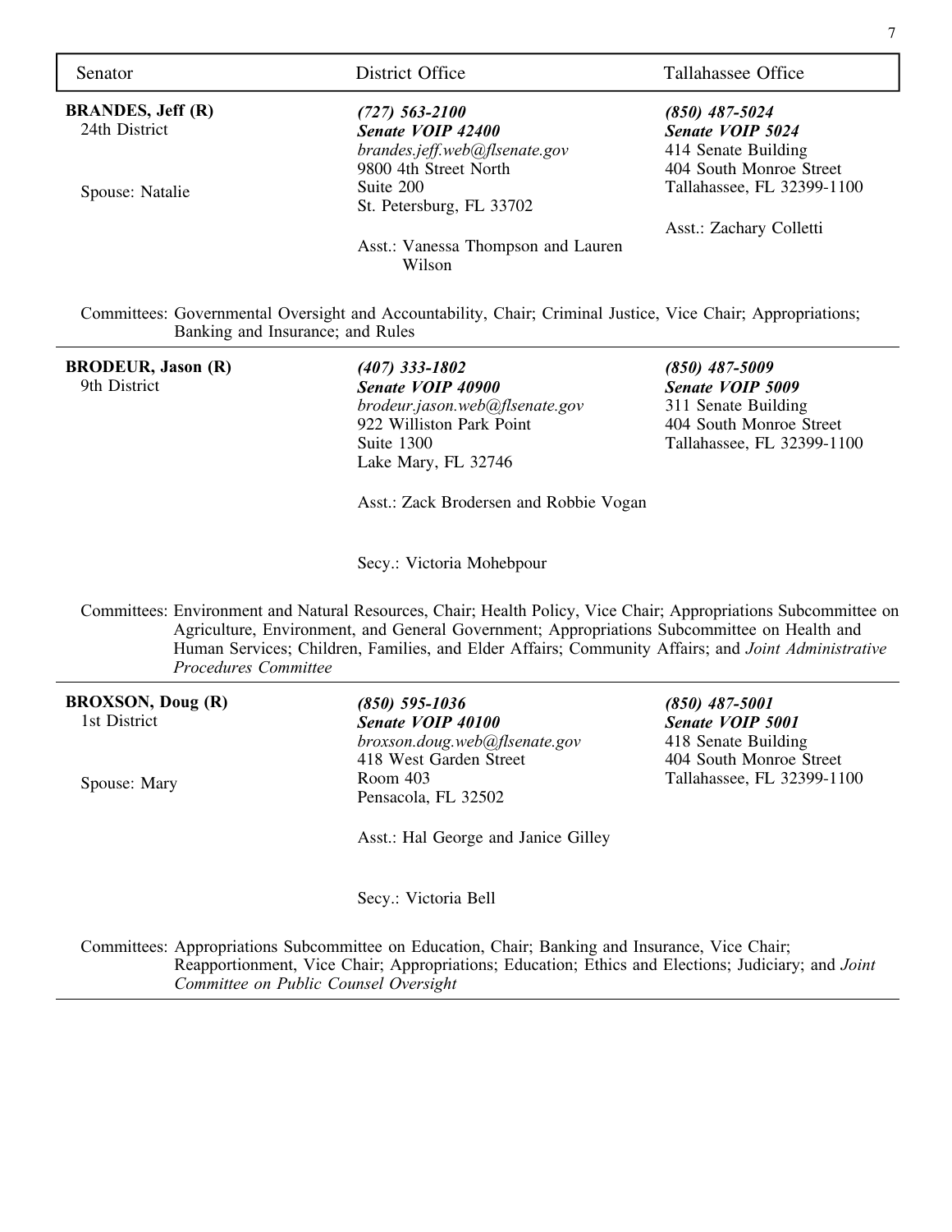| Senator | District Office | Tallahassee Office |
|---|---|---|
| **BRANDES, Jeff (R)**<br>24th District<br><br>Spouse: Natalie | ***(727) 563-2100***<br>***Senate VOIP 42400***<br>*brandes.jeff.web@flsenate.gov*<br>9800 4th Street North<br>Suite 200<br>St. Petersburg, FL 33702<br><br>Asst.: Vanessa Thompson and Lauren Wilson | ***(850) 487-5024***<br>***Senate VOIP 5024***<br>414 Senate Building<br>404 South Monroe Street<br>Tallahassee, FL 32399-1100<br><br>Asst.: Zachary Colletti |

Committees: Governmental Oversight and Accountability, Chair; Criminal Justice, Vice Chair; Appropriations; Banking and Insurance; and Rules

---

| Senator | District Office | Tallahassee Office |
|---|---|---|
| **BRODEUR, Jason (R)**<br>9th District | ***(407) 333-1802***<br>***Senate VOIP 40900***<br>*brodeur.jason.web@flsenate.gov*<br>922 Williston Park Point<br>Suite 1300<br>Lake Mary, FL 32746<br><br>Asst.: Zack Brodersen and Robbie Vogan<br><br>Secy.: Victoria Mohebpour | ***(850) 487-5009***<br>***Senate VOIP 5009***<br>311 Senate Building<br>404 South Monroe Street<br>Tallahassee, FL 32399-1100 |

Committees: Environment and Natural Resources, Chair; Health Policy, Vice Chair; Appropriations Subcommittee on Agriculture, Environment, and General Government; Appropriations Subcommittee on Health and Human Services; Children, Families, and Elder Affairs; Community Affairs; and *Joint Administrative Procedures Committee*

---

| Senator | District Office | Tallahassee Office |
|---|---|---|
| **BROXSON, Doug (R)**<br>1st District<br><br>Spouse: Mary | ***(850) 595-1036***<br>***Senate VOIP 40100***<br>*broxson.doug.web@flsenate.gov*<br>418 West Garden Street<br>Room 403<br>Pensacola, FL 32502<br><br>Asst.: Hal George and Janice Gilley<br><br>Secy.: Victoria Bell | ***(850) 487-5001***<br>***Senate VOIP 5001***<br>418 Senate Building<br>404 South Monroe Street<br>Tallahassee, FL 32399-1100 |

Committees: Appropriations Subcommittee on Education, Chair; Banking and Insurance, Vice Chair; Reapportionment, Vice Chair; Appropriations; Education; Ethics and Elections; Judiciary; and *Joint Committee on Public Counsel Oversight*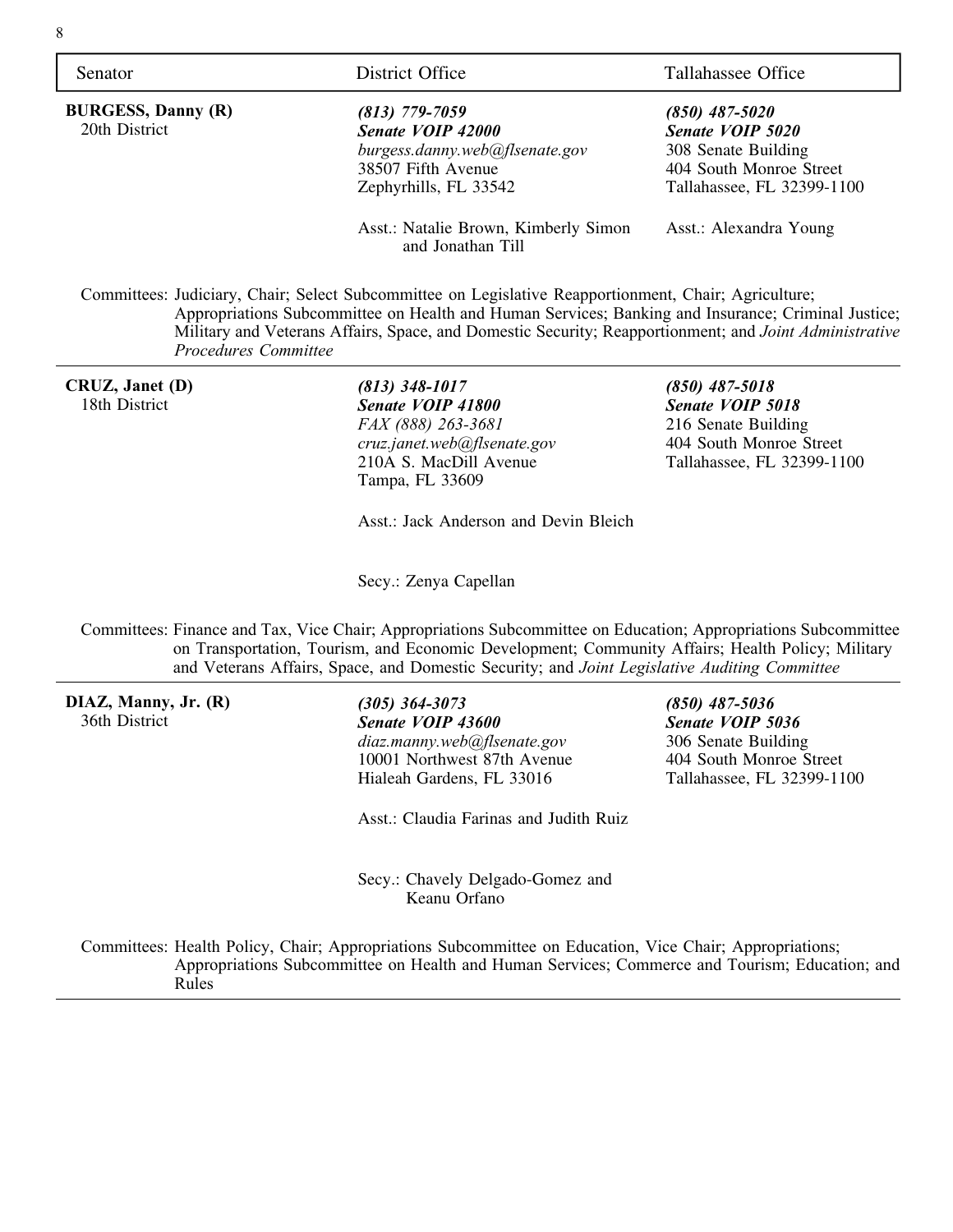| Senator | District Office | Tallahassee Office |
|---|---|---|
| **BURGESS, Danny (R)**<br>20th District | ***(813) 779-7059***<br>***Senate VOIP 42000***<br>*burgess.danny.web@flsenate.gov*<br>38507 Fifth Avenue<br>Zephyrhills, FL 33542<br><br>Asst.: Natalie Brown, Kimberly Simon and Jonathan Till | ***(850) 487-5020***<br>***Senate VOIP 5020***<br>308 Senate Building<br>404 South Monroe Street<br>Tallahassee, FL 32399-1100<br><br>Asst.: Alexandra Young |

Committees: Judiciary, Chair; Select Subcommittee on Legislative Reapportionment, Chair; Agriculture; Appropriations Subcommittee on Health and Human Services; Banking and Insurance; Criminal Justice; Military and Veterans Affairs, Space, and Domestic Security; Reapportionment; and *Joint Administrative Procedures Committee*

---

| Senator | District Office | Tallahassee Office |
|---|---|---|
| **CRUZ, Janet (D)**<br>18th District | ***(813) 348-1017***<br>***Senate VOIP 41800***<br>*FAX (888) 263-3681*<br>*cruz.janet.web@flsenate.gov*<br>210A S. MacDill Avenue<br>Tampa, FL 33609<br><br>Asst.: Jack Anderson and Devin Bleich<br><br>Secy.: Zenya Capellan | ***(850) 487-5018***<br>***Senate VOIP 5018***<br>216 Senate Building<br>404 South Monroe Street<br>Tallahassee, FL 32399-1100 |

Committees: Finance and Tax, Vice Chair; Appropriations Subcommittee on Education; Appropriations Subcommittee on Transportation, Tourism, and Economic Development; Community Affairs; Health Policy; Military and Veterans Affairs, Space, and Domestic Security; and *Joint Legislative Auditing Committee*

---

| Senator | District Office | Tallahassee Office |
|---|---|---|
| **DIAZ, Manny, Jr. (R)**<br>36th District | ***(305) 364-3073***<br>***Senate VOIP 43600***<br>*diaz.manny.web@flsenate.gov*<br>10001 Northwest 87th Avenue<br>Hialeah Gardens, FL 33016<br><br>Asst.: Claudia Farinas and Judith Ruiz<br><br>Secy.: Chavely Delgado-Gomez and Keanu Orfano | ***(850) 487-5036***<br>***Senate VOIP 5036***<br>306 Senate Building<br>404 South Monroe Street<br>Tallahassee, FL 32399-1100 |

Committees: Health Policy, Chair; Appropriations Subcommittee on Education, Vice Chair; Appropriations; Appropriations Subcommittee on Health and Human Services; Commerce and Tourism; Education; and Rules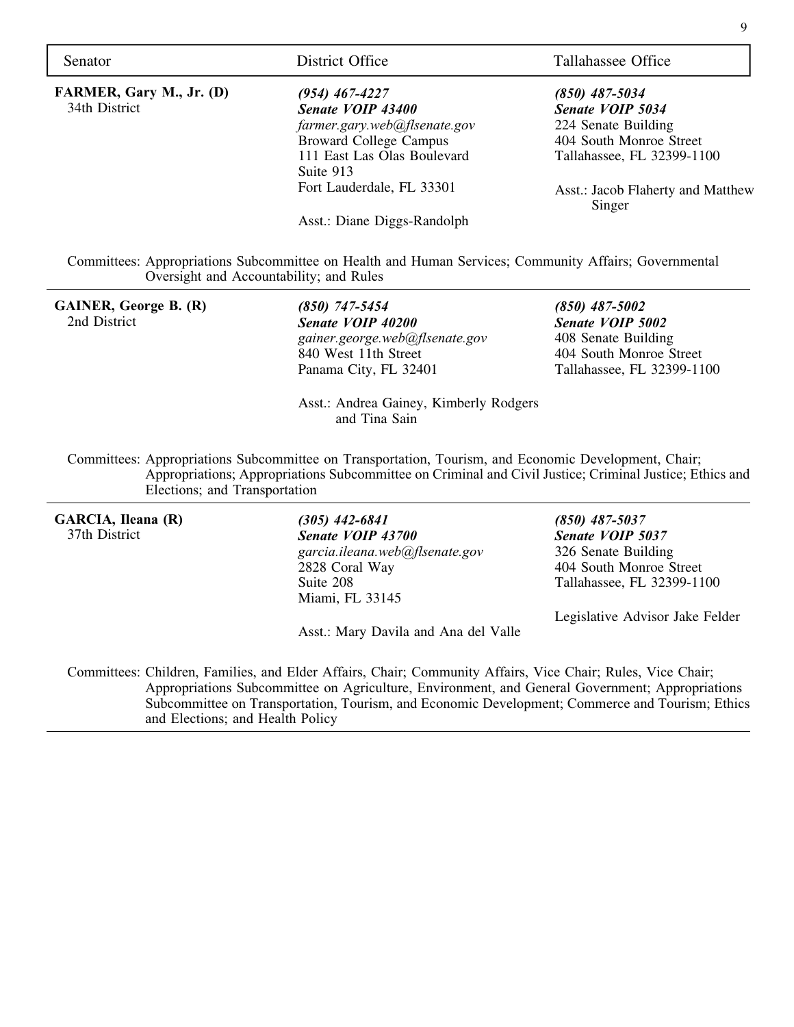| Senator | District Office | Tallahassee Office |
| --- | --- | --- |
| **FARMER, Gary M., Jr. (D)**<br>34th District | ***(954) 467-4227***<br>***Senate VOIP 43400***<br>*farmer.gary.web@flsenate.gov*<br>Broward College Campus<br>111 East Las Olas Boulevard<br>Suite 913<br>Fort Lauderdale, FL 33301<br><br>Asst.: Diane Diggs-Randolph | ***(850) 487-5034***<br>***Senate VOIP 5034***<br>224 Senate Building<br>404 South Monroe Street<br>Tallahassee, FL 32399-1100<br><br>Asst.: Jacob Flaherty and Matthew Singer |

Committees: Appropriations Subcommittee on Health and Human Services; Community Affairs; Governmental Oversight and Accountability; and Rules

| Senator | District Office | Tallahassee Office |
| --- | --- | --- |
| **GAINER, George B. (R)**<br>2nd District | ***(850) 747-5454***<br>***Senate VOIP 40200***<br>*gainer.george.web@flsenate.gov*<br>840 West 11th Street<br>Panama City, FL 32401<br><br>Asst.: Andrea Gainey, Kimberly Rodgers and Tina Sain | ***(850) 487-5002***<br>***Senate VOIP 5002***<br>408 Senate Building<br>404 South Monroe Street<br>Tallahassee, FL 32399-1100 |

Committees: Appropriations Subcommittee on Transportation, Tourism, and Economic Development, Chair; Appropriations; Appropriations Subcommittee on Criminal and Civil Justice; Criminal Justice; Ethics and Elections; and Transportation

| Senator | District Office | Tallahassee Office |
| --- | --- | --- |
| **GARCIA, Ileana (R)**<br>37th District | ***(305) 442-6841***<br>***Senate VOIP 43700***<br>*garcia.ileana.web@flsenate.gov*<br>2828 Coral Way<br>Suite 208<br>Miami, FL 33145<br><br>Asst.: Mary Davila and Ana del Valle | ***(850) 487-5037***<br>***Senate VOIP 5037***<br>326 Senate Building<br>404 South Monroe Street<br>Tallahassee, FL 32399-1100<br><br>Legislative Advisor Jake Felder |

Committees: Children, Families, and Elder Affairs, Chair; Community Affairs, Vice Chair; Rules, Vice Chair; Appropriations Subcommittee on Agriculture, Environment, and General Government; Appropriations Subcommittee on Transportation, Tourism, and Economic Development; Commerce and Tourism; Ethics and Elections; and Health Policy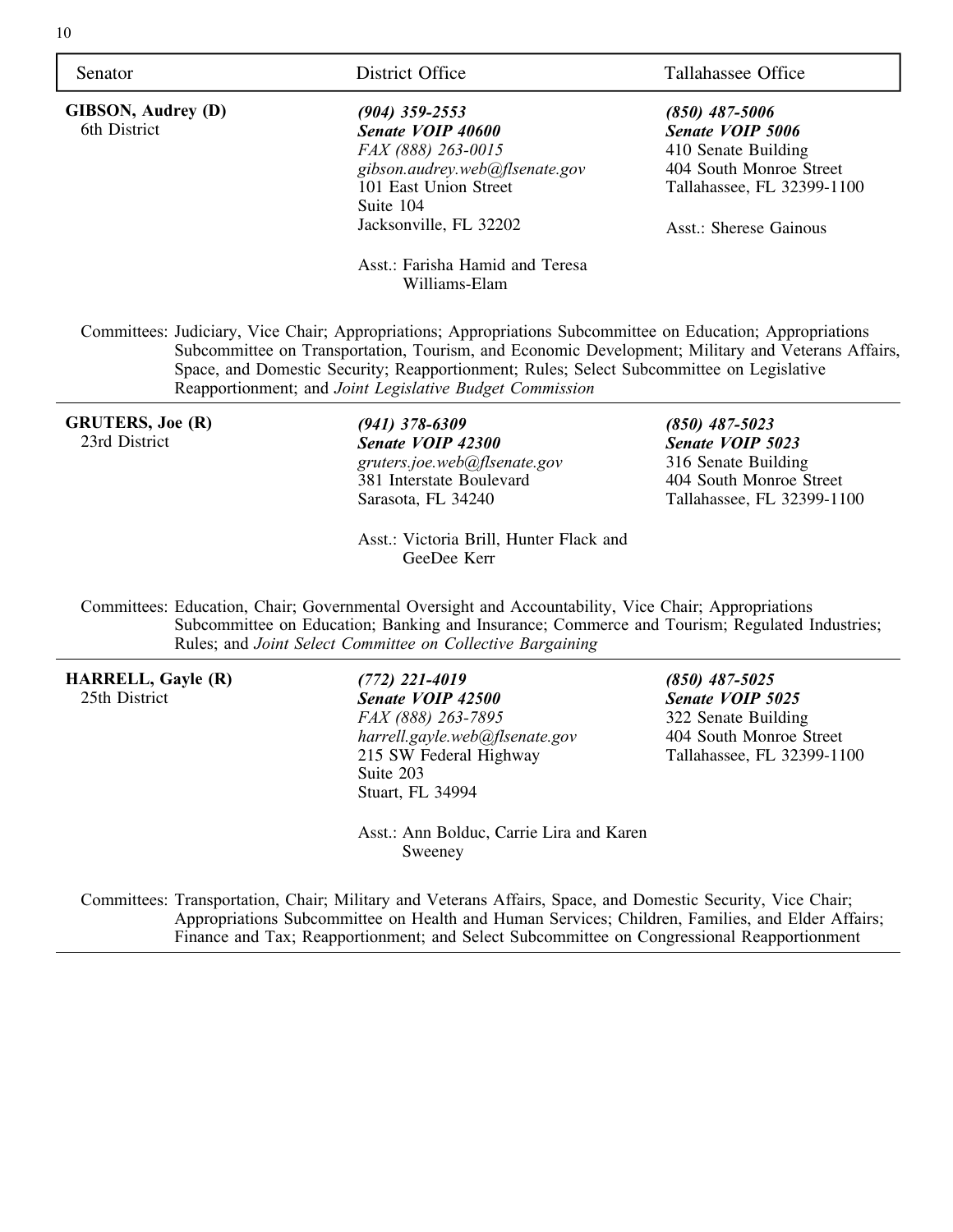| Senator | District Office | Tallahassee Office |
|---|---|---|
| **GIBSON, Audrey (D)**<br>6th District | ***(904) 359-2553***<br>***Senate VOIP 40600***<br>*FAX (888) 263-0015*<br>*gibson.audrey.web@flsenate.gov*<br>101 East Union Street<br>Suite 104<br>Jacksonville, FL 32202<br><br>Asst.: Farisha Hamid and Teresa Williams-Elam | ***(850) 487-5006***<br>***Senate VOIP 5006***<br>410 Senate Building<br>404 South Monroe Street<br>Tallahassee, FL 32399-1100<br><br>Asst.: Sherese Gainous |

Committees: Judiciary, Vice Chair; Appropriations; Appropriations Subcommittee on Education; Appropriations Subcommittee on Transportation, Tourism, and Economic Development; Military and Veterans Affairs, Space, and Domestic Security; Reapportionment; Rules; Select Subcommittee on Legislative Reapportionment; and *Joint Legislative Budget Commission*

---

| Senator | District Office | Tallahassee Office |
|---|---|---|
| **GRUTERS, Joe (R)**<br>23rd District | ***(941) 378-6309***<br>***Senate VOIP 42300***<br>*gruters.joe.web@flsenate.gov*<br>381 Interstate Boulevard<br>Sarasota, FL 34240<br><br>Asst.: Victoria Brill, Hunter Flack and GeeDee Kerr | ***(850) 487-5023***<br>***Senate VOIP 5023***<br>316 Senate Building<br>404 South Monroe Street<br>Tallahassee, FL 32399-1100 |

Committees: Education, Chair; Governmental Oversight and Accountability, Vice Chair; Appropriations Subcommittee on Education; Banking and Insurance; Commerce and Tourism; Regulated Industries; Rules; and *Joint Select Committee on Collective Bargaining*

---

| Senator | District Office | Tallahassee Office |
|---|---|---|
| **HARRELL, Gayle (R)**<br>25th District | ***(772) 221-4019***<br>***Senate VOIP 42500***<br>*FAX (888) 263-7895*<br>*harrell.gayle.web@flsenate.gov*<br>215 SW Federal Highway<br>Suite 203<br>Stuart, FL 34994<br><br>Asst.: Ann Bolduc, Carrie Lira and Karen Sweeney | ***(850) 487-5025***<br>***Senate VOIP 5025***<br>322 Senate Building<br>404 South Monroe Street<br>Tallahassee, FL 32399-1100 |

Committees: Transportation, Chair; Military and Veterans Affairs, Space, and Domestic Security, Vice Chair; Appropriations Subcommittee on Health and Human Services; Children, Families, and Elder Affairs; Finance and Tax; Reapportionment; and Select Subcommittee on Congressional Reapportionment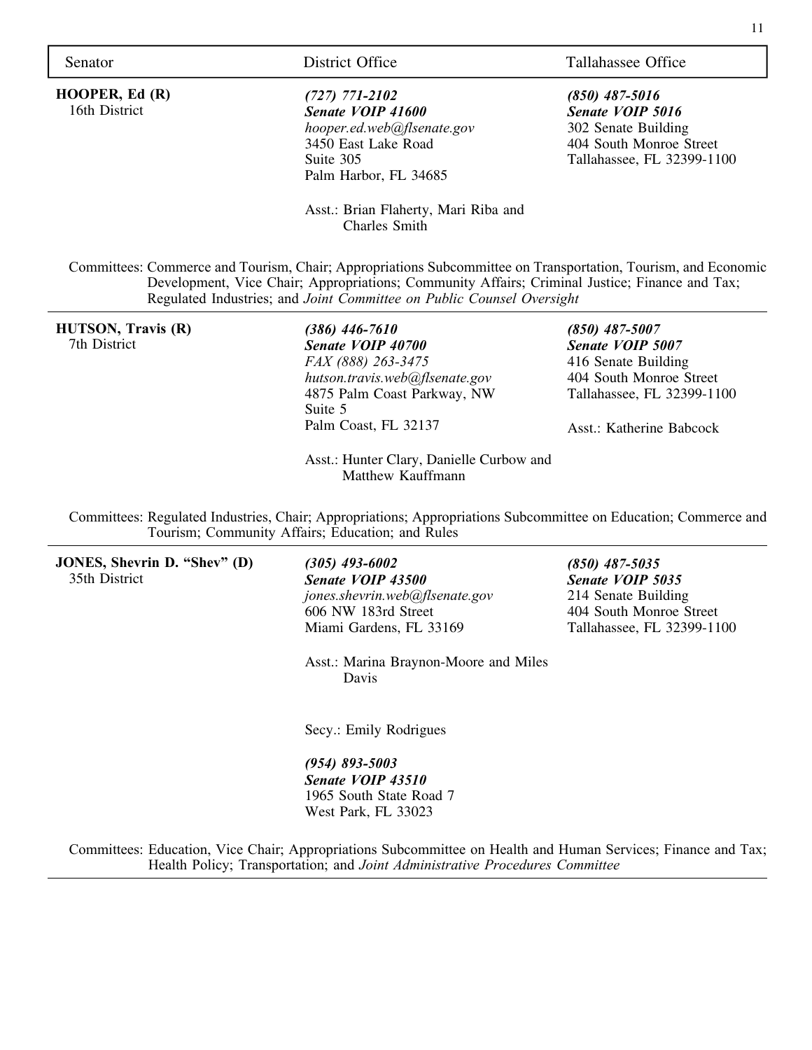| Senator | District Office | Tallahassee Office |
|---|---|---|
| **HOOPER, Ed (R)**<br>16th District | ***(727) 771-2102***<br>***Senate VOIP 41600***<br>*hooper.ed.web@flsenate.gov*<br>3450 East Lake Road<br>Suite 305<br>Palm Harbor, FL 34685<br><br>Asst.: Brian Flaherty, Mari Riba and Charles Smith | ***(850) 487-5016***<br>***Senate VOIP 5016***<br>302 Senate Building<br>404 South Monroe Street<br>Tallahassee, FL 32399-1100 |

Committees: Commerce and Tourism, Chair; Appropriations Subcommittee on Transportation, Tourism, and Economic Development, Vice Chair; Appropriations; Community Affairs; Criminal Justice; Finance and Tax; Regulated Industries; and *Joint Committee on Public Counsel Oversight*

---

| Senator | District Office | Tallahassee Office |
|---|---|---|
| **HUTSON, Travis (R)**<br>7th District | ***(386) 446-7610***<br>***Senate VOIP 40700***<br>*FAX (888) 263-3475*<br>*hutson.travis.web@flsenate.gov*<br>4875 Palm Coast Parkway, NW<br>Suite 5<br>Palm Coast, FL 32137<br><br>Asst.: Hunter Clary, Danielle Curbow and Matthew Kauffmann | ***(850) 487-5007***<br>***Senate VOIP 5007***<br>416 Senate Building<br>404 South Monroe Street<br>Tallahassee, FL 32399-1100<br><br>Asst.: Katherine Babcock |

Committees: Regulated Industries, Chair; Appropriations; Appropriations Subcommittee on Education; Commerce and Tourism; Community Affairs; Education; and Rules

---

| Senator | District Office | Tallahassee Office |
|---|---|---|
| **JONES, Shevrin D. "Shev" (D)**<br>35th District | ***(305) 493-6002***<br>***Senate VOIP 43500***<br>*jones.shevrin.web@flsenate.gov*<br>606 NW 183rd Street<br>Miami Gardens, FL 33169<br><br>Asst.: Marina Braynon-Moore and Miles Davis<br><br>Secy.: Emily Rodrigues<br><br>***(954) 893-5003***<br>***Senate VOIP 43510***<br>1965 South State Road 7<br>West Park, FL 33023 | ***(850) 487-5035***<br>***Senate VOIP 5035***<br>214 Senate Building<br>404 South Monroe Street<br>Tallahassee, FL 32399-1100 |

Committees: Education, Vice Chair; Appropriations Subcommittee on Health and Human Services; Finance and Tax; Health Policy; Transportation; and *Joint Administrative Procedures Committee*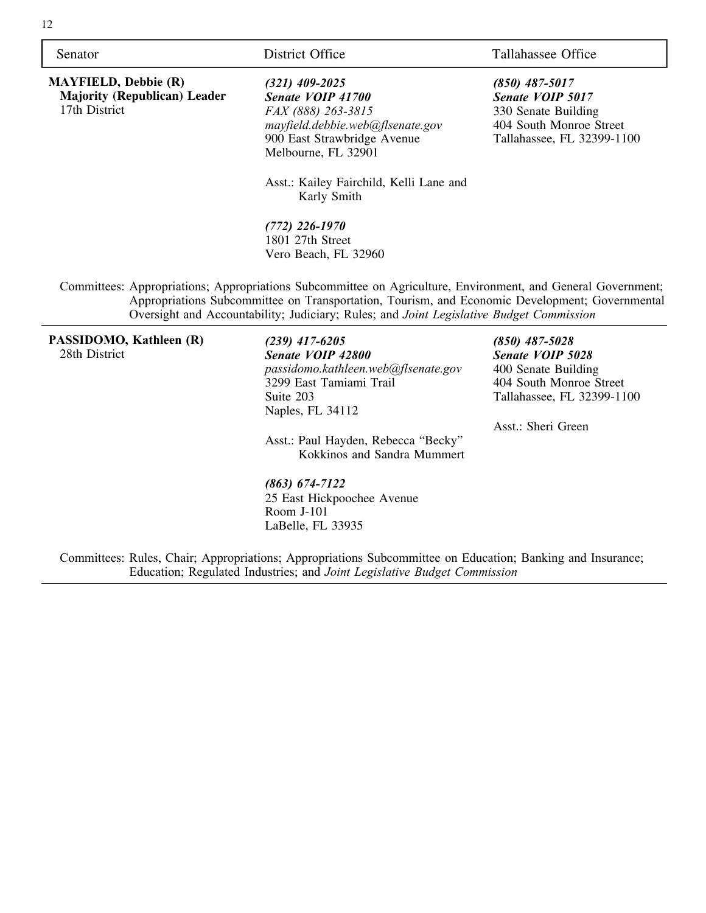| Senator | District Office | Tallahassee Office |
|---|---|---|
| **MAYFIELD, Debbie (R)**<br>**Majority (Republican) Leader**<br>17th District | ***(321) 409-2025***<br>***Senate VOIP 41700***<br>*FAX (888) 263-3815*<br>*mayfield.debbie.web@flsenate.gov*<br>900 East Strawbridge Avenue<br>Melbourne, FL 32901<br><br>Asst.: Kailey Fairchild, Kelli Lane and Karly Smith<br><br>***(772) 226-1970***<br>1801 27th Street<br>Vero Beach, FL 32960 | ***(850) 487-5017***<br>***Senate VOIP 5017***<br>330 Senate Building<br>404 South Monroe Street<br>Tallahassee, FL 32399-1100 |

Committees: Appropriations; Appropriations Subcommittee on Agriculture, Environment, and General Government; Appropriations Subcommittee on Transportation, Tourism, and Economic Development; Governmental Oversight and Accountability; Judiciary; Rules; and *Joint Legislative Budget Commission*

| Senator | District Office | Tallahassee Office |
|---|---|---|
| **PASSIDOMO, Kathleen (R)**<br>28th District | ***(239) 417-6205***<br>***Senate VOIP 42800***<br>*passidomo.kathleen.web@flsenate.gov*<br>3299 East Tamiami Trail<br>Suite 203<br>Naples, FL 34112<br><br>Asst.: Paul Hayden, Rebecca "Becky" Kokkinos and Sandra Mummert<br><br>***(863) 674-7122***<br>25 East Hickpoochee Avenue<br>Room J-101<br>LaBelle, FL 33935 | ***(850) 487-5028***<br>***Senate VOIP 5028***<br>400 Senate Building<br>404 South Monroe Street<br>Tallahassee, FL 32399-1100<br><br>Asst.: Sheri Green |

Committees: Rules, Chair; Appropriations; Appropriations Subcommittee on Education; Banking and Insurance; Education; Regulated Industries; and *Joint Legislative Budget Commission*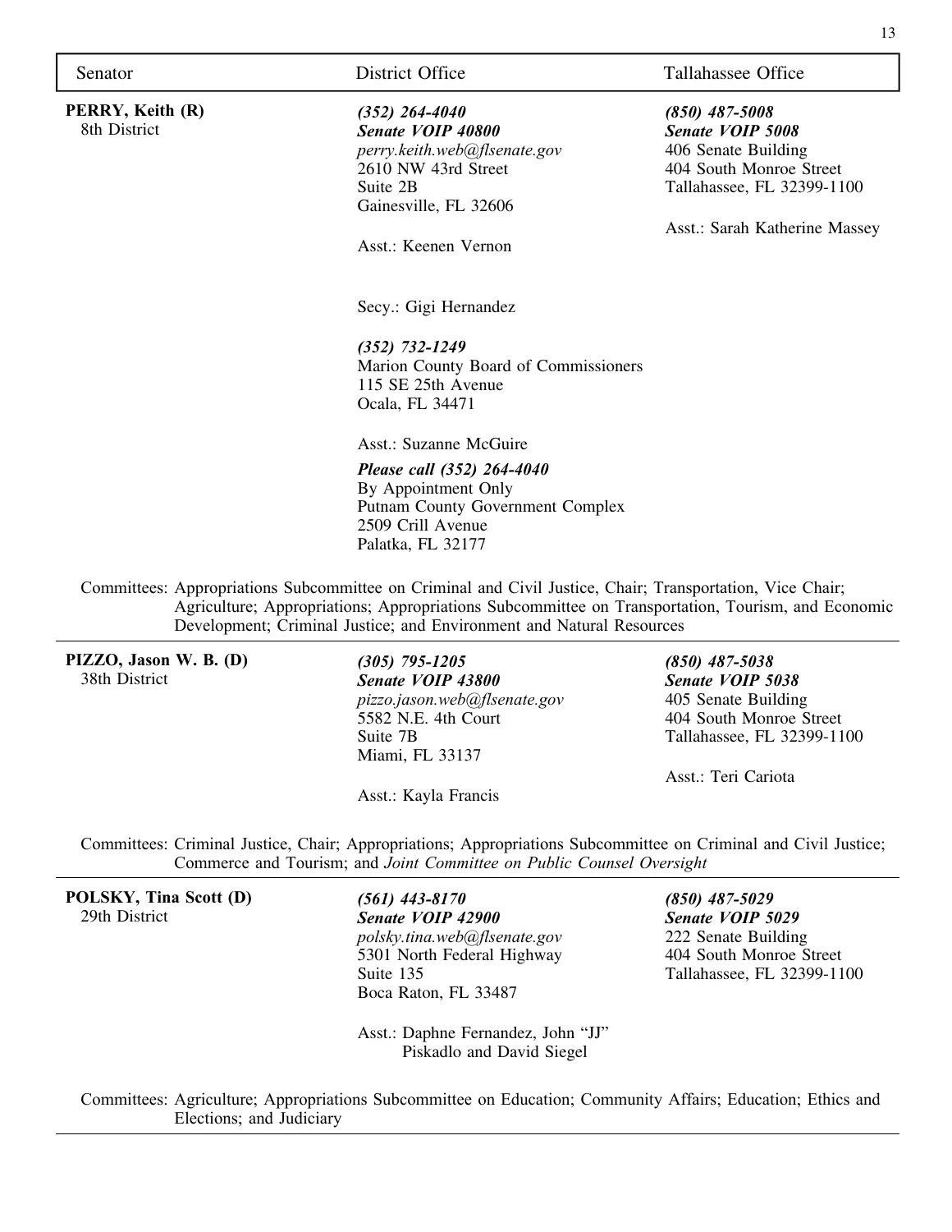| Senator | District Office | Tallahassee Office |
|---|---|---|
| **PERRY, Keith (R)**<br>8th District | ***(352) 264-4040***<br>***Senate VOIP 40800***<br>*perry.keith.web@flsenate.gov*<br>2610 NW 43rd Street<br>Suite 2B<br>Gainesville, FL 32606<br><br>Asst.: Keenen Vernon<br><br>Secy.: Gigi Hernandez<br><br>***(352) 732-1249***<br>Marion County Board of Commissioners<br>115 SE 25th Avenue<br>Ocala, FL 34471<br><br>Asst.: Suzanne McGuire<br><br>***Please call (352) 264-4040***<br>By Appointment Only<br>Putnam County Government Complex<br>2509 Crill Avenue<br>Palatka, FL 32177 | ***(850) 487-5008***<br>***Senate VOIP 5008***<br>406 Senate Building<br>404 South Monroe Street<br>Tallahassee, FL 32399-1100<br><br>Asst.: Sarah Katherine Massey |

Committees: Appropriations Subcommittee on Criminal and Civil Justice, Chair; Transportation, Vice Chair; Agriculture; Appropriations; Appropriations Subcommittee on Transportation, Tourism, and Economic Development; Criminal Justice; and Environment and Natural Resources

| Senator | District Office | Tallahassee Office |
|---|---|---|
| **PIZZO, Jason W. B. (D)**<br>38th District | ***(305) 795-1205***<br>***Senate VOIP 43800***<br>*pizzo.jason.web@flsenate.gov*<br>5582 N.E. 4th Court<br>Suite 7B<br>Miami, FL 33137<br><br>Asst.: Kayla Francis | ***(850) 487-5038***<br>***Senate VOIP 5038***<br>405 Senate Building<br>404 South Monroe Street<br>Tallahassee, FL 32399-1100<br><br>Asst.: Teri Cariota |

Committees: Criminal Justice, Chair; Appropriations; Appropriations Subcommittee on Criminal and Civil Justice; Commerce and Tourism; and *Joint Committee on Public Counsel Oversight*

| Senator | District Office | Tallahassee Office |
|---|---|---|
| **POLSKY, Tina Scott (D)**<br>29th District | ***(561) 443-8170***<br>***Senate VOIP 42900***<br>*polsky.tina.web@flsenate.gov*<br>5301 North Federal Highway<br>Suite 135<br>Boca Raton, FL 33487<br><br>Asst.: Daphne Fernandez, John "JJ" Piskadlo and David Siegel | ***(850) 487-5029***<br>***Senate VOIP 5029***<br>222 Senate Building<br>404 South Monroe Street<br>Tallahassee, FL 32399-1100 |

Committees: Agriculture; Appropriations Subcommittee on Education; Community Affairs; Education; Ethics and Elections; and Judiciary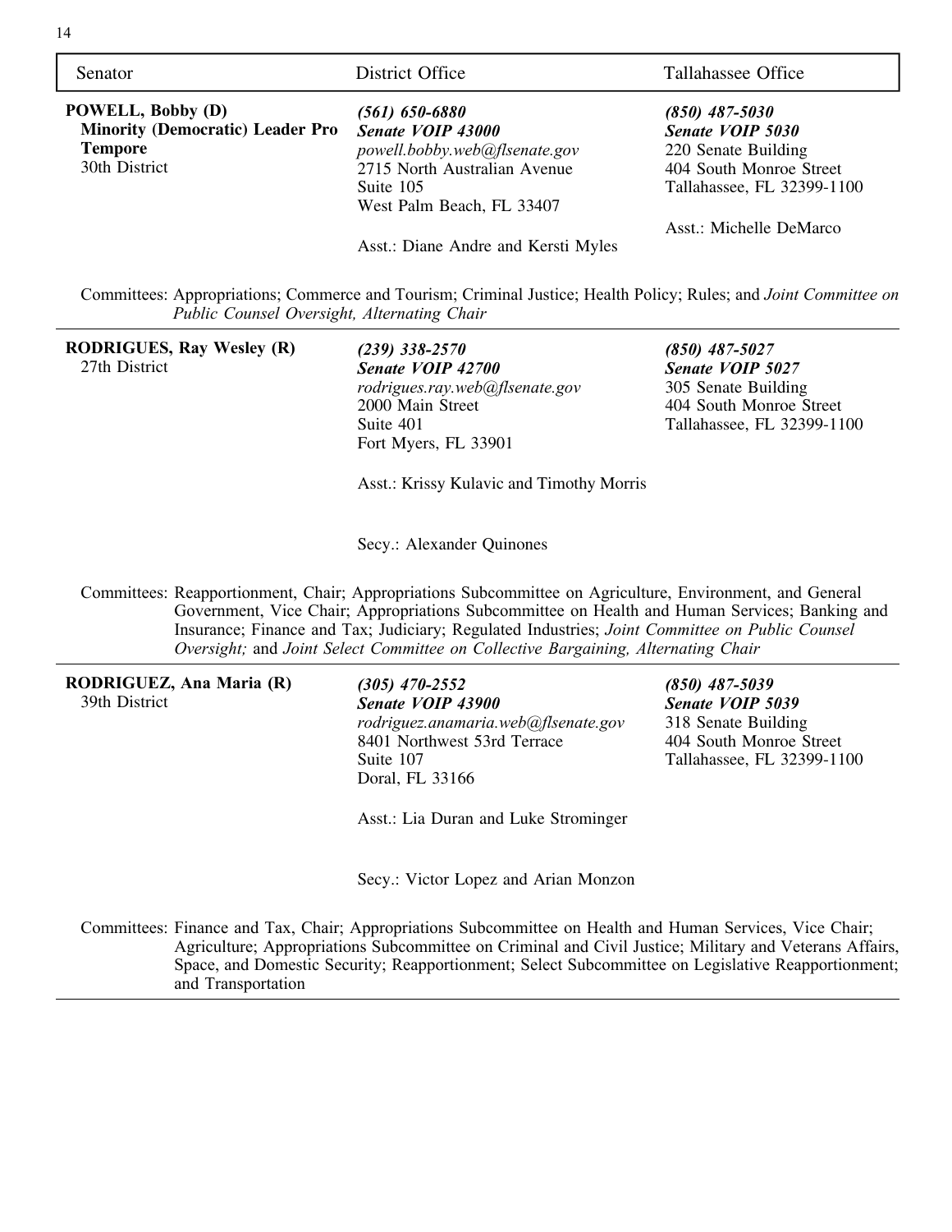| Senator | District Office | Tallahassee Office |
|---|---|---|
| **POWELL, Bobby (D)**<br>**Minority (Democratic) Leader Pro Tempore**<br>30th District | ***(561) 650-6880***<br>***Senate VOIP 43000***<br>*powell.bobby.web@flsenate.gov*<br>2715 North Australian Avenue<br>Suite 105<br>West Palm Beach, FL 33407<br><br>Asst.: Diane Andre and Kersti Myles | ***(850) 487-5030***<br>***Senate VOIP 5030***<br>220 Senate Building<br>404 South Monroe Street<br>Tallahassee, FL 32399-1100<br><br>Asst.: Michelle DeMarco |

Committees: Appropriations; Commerce and Tourism; Criminal Justice; Health Policy; Rules; and *Joint Committee on Public Counsel Oversight, Alternating Chair*

| Senator | District Office | Tallahassee Office |
|---|---|---|
| **RODRIGUES, Ray Wesley (R)**<br>27th District | ***(239) 338-2570***<br>***Senate VOIP 42700***<br>*rodrigues.ray.web@flsenate.gov*<br>2000 Main Street<br>Suite 401<br>Fort Myers, FL 33901<br><br>Asst.: Krissy Kulavic and Timothy Morris<br><br>Secy.: Alexander Quinones | ***(850) 487-5027***<br>***Senate VOIP 5027***<br>305 Senate Building<br>404 South Monroe Street<br>Tallahassee, FL 32399-1100 |

Committees: Reapportionment, Chair; Appropriations Subcommittee on Agriculture, Environment, and General Government, Vice Chair; Appropriations Subcommittee on Health and Human Services; Banking and Insurance; Finance and Tax; Judiciary; Regulated Industries; *Joint Committee on Public Counsel Oversight;* and *Joint Select Committee on Collective Bargaining, Alternating Chair*

| Senator | District Office | Tallahassee Office |
|---|---|---|
| **RODRIGUEZ, Ana Maria (R)**<br>39th District | ***(305) 470-2552***<br>***Senate VOIP 43900***<br>*rodriguez.anamaria.web@flsenate.gov*<br>8401 Northwest 53rd Terrace<br>Suite 107<br>Doral, FL 33166<br><br>Asst.: Lia Duran and Luke Strominger<br><br>Secy.: Victor Lopez and Arian Monzon | ***(850) 487-5039***<br>***Senate VOIP 5039***<br>318 Senate Building<br>404 South Monroe Street<br>Tallahassee, FL 32399-1100 |

Committees: Finance and Tax, Chair; Appropriations Subcommittee on Health and Human Services, Vice Chair; Agriculture; Appropriations Subcommittee on Criminal and Civil Justice; Military and Veterans Affairs, Space, and Domestic Security; Reapportionment; Select Subcommittee on Legislative Reapportionment; and Transportation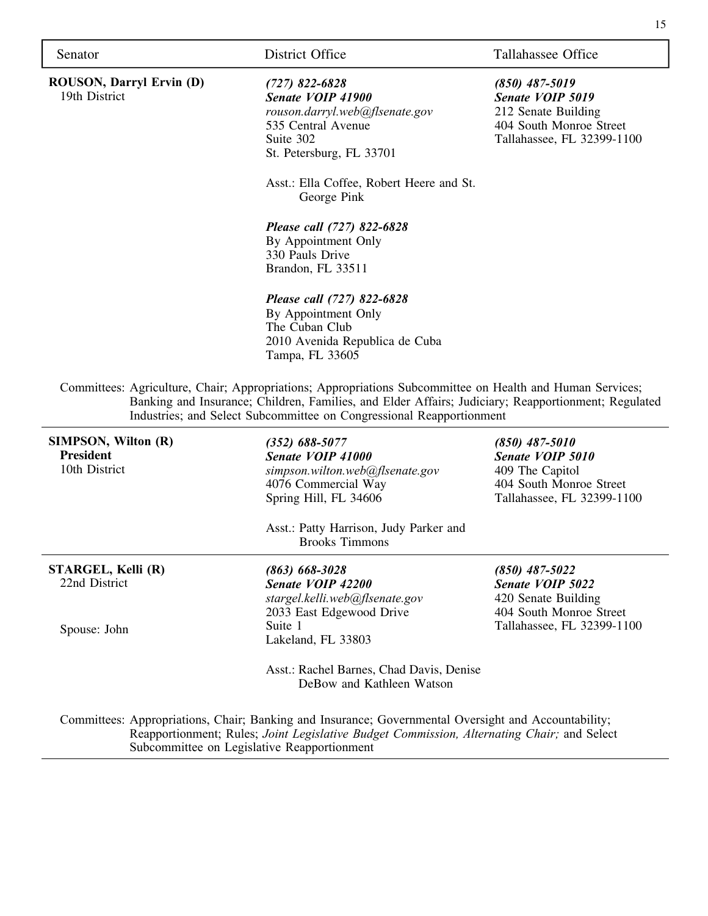| Senator | District Office | Tallahassee Office |
|---|---|---|
| **ROUSON, Darryl Ervin (D)**<br>19th District | ***(727) 822-6828***<br>***Senate VOIP 41900***<br>*rouson.darryl.web@flsenate.gov*<br>535 Central Avenue<br>Suite 302<br>St. Petersburg, FL 33701<br><br>Asst.: Ella Coffee, Robert Heere and St. George Pink<br><br>***Please call (727) 822-6828***<br>By Appointment Only<br>330 Pauls Drive<br>Brandon, FL 33511<br><br>***Please call (727) 822-6828***<br>By Appointment Only<br>The Cuban Club<br>2010 Avenida Republica de Cuba<br>Tampa, FL 33605 | ***(850) 487-5019***<br>***Senate VOIP 5019***<br>212 Senate Building<br>404 South Monroe Street<br>Tallahassee, FL 32399-1100 |

Committees: Agriculture, Chair; Appropriations; Appropriations Subcommittee on Health and Human Services; Banking and Insurance; Children, Families, and Elder Affairs; Judiciary; Reapportionment; Regulated Industries; and Select Subcommittee on Congressional Reapportionment

| Senator | District Office | Tallahassee Office |
|---|---|---|
| **SIMPSON, Wilton (R)**<br>**President**<br>10th District | ***(352) 688-5077***<br>***Senate VOIP 41000***<br>*simpson.wilton.web@flsenate.gov*<br>4076 Commercial Way<br>Spring Hill, FL 34606<br><br>Asst.: Patty Harrison, Judy Parker and Brooks Timmons | ***(850) 487-5010***<br>***Senate VOIP 5010***<br>409 The Capitol<br>404 South Monroe Street<br>Tallahassee, FL 32399-1100 |
| **STARGEL, Kelli (R)**<br>22nd District<br><br>Spouse: John | ***(863) 668-3028***<br>***Senate VOIP 42200***<br>*stargel.kelli.web@flsenate.gov*<br>2033 East Edgewood Drive<br>Suite 1<br>Lakeland, FL 33803<br><br>Asst.: Rachel Barnes, Chad Davis, Denise DeBow and Kathleen Watson | ***(850) 487-5022***<br>***Senate VOIP 5022***<br>420 Senate Building<br>404 South Monroe Street<br>Tallahassee, FL 32399-1100 |

Committees: Appropriations, Chair; Banking and Insurance; Governmental Oversight and Accountability; Reapportionment; Rules; *Joint Legislative Budget Commission, Alternating Chair;* and Select Subcommittee on Legislative Reapportionment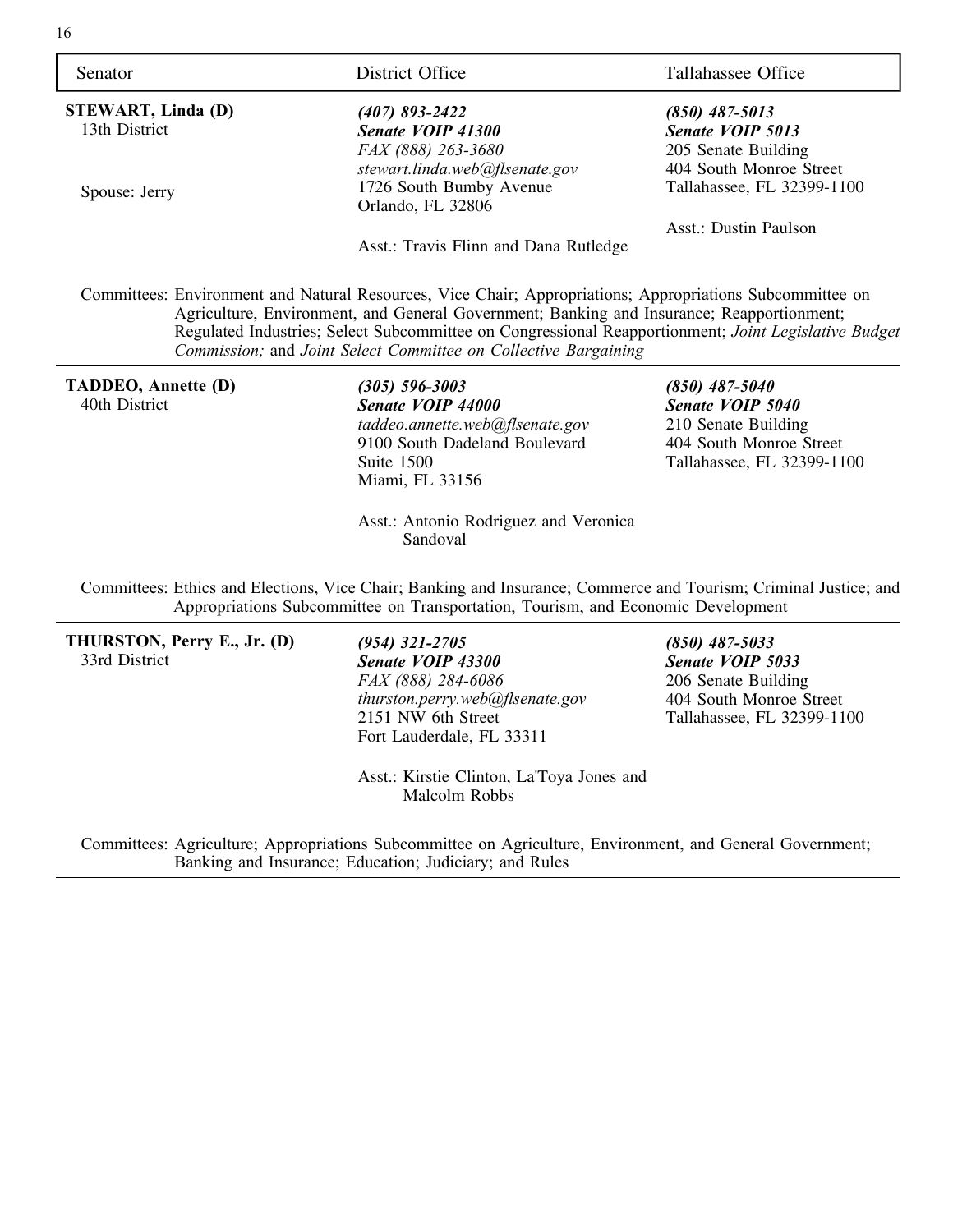| Senator | District Office | Tallahassee Office |
|---|---|---|
| **STEWART, Linda (D)**<br>13th District<br><br>Spouse: Jerry | ***(407) 893-2422***<br>***Senate VOIP 41300***<br>*FAX (888) 263-3680*<br>*stewart.linda.web@flsenate.gov*<br>1726 South Bumby Avenue<br>Orlando, FL 32806<br><br>Asst.: Travis Flinn and Dana Rutledge | ***(850) 487-5013***<br>***Senate VOIP 5013***<br>205 Senate Building<br>404 South Monroe Street<br>Tallahassee, FL 32399-1100<br><br>Asst.: Dustin Paulson |

Committees: Environment and Natural Resources, Vice Chair; Appropriations; Appropriations Subcommittee on Agriculture, Environment, and General Government; Banking and Insurance; Reapportionment; Regulated Industries; Select Subcommittee on Congressional Reapportionment; *Joint Legislative Budget Commission;* and *Joint Select Committee on Collective Bargaining*

| Senator | District Office | Tallahassee Office |
|---|---|---|
| **TADDEO, Annette (D)**<br>40th District | ***(305) 596-3003***<br>***Senate VOIP 44000***<br>*taddeo.annette.web@flsenate.gov*<br>9100 South Dadeland Boulevard<br>Suite 1500<br>Miami, FL 33156<br><br>Asst.: Antonio Rodriguez and Veronica Sandoval | ***(850) 487-5040***<br>***Senate VOIP 5040***<br>210 Senate Building<br>404 South Monroe Street<br>Tallahassee, FL 32399-1100 |

Committees: Ethics and Elections, Vice Chair; Banking and Insurance; Commerce and Tourism; Criminal Justice; and Appropriations Subcommittee on Transportation, Tourism, and Economic Development

| Senator | District Office | Tallahassee Office |
|---|---|---|
| **THURSTON, Perry E., Jr. (D)**<br>33rd District | ***(954) 321-2705***<br>***Senate VOIP 43300***<br>*FAX (888) 284-6086*<br>*thurston.perry.web@flsenate.gov*<br>2151 NW 6th Street<br>Fort Lauderdale, FL 33311<br><br>Asst.: Kirstie Clinton, La'Toya Jones and Malcolm Robbs | ***(850) 487-5033***<br>***Senate VOIP 5033***<br>206 Senate Building<br>404 South Monroe Street<br>Tallahassee, FL 32399-1100 |

Committees: Agriculture; Appropriations Subcommittee on Agriculture, Environment, and General Government; Banking and Insurance; Education; Judiciary; and Rules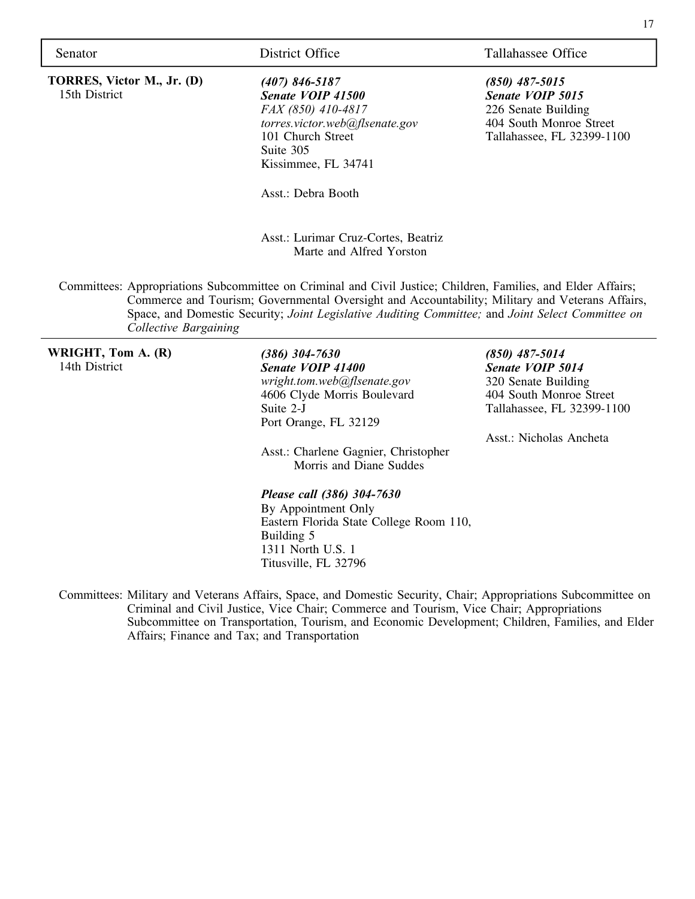| Senator | District Office | Tallahassee Office |
| --- | --- | --- |
| **TORRES, Victor M., Jr. (D)**<br>15th District | ***(407) 846-5187***<br>***Senate VOIP 41500***<br>*FAX (850) 410-4817*<br>*torres.victor.web@flsenate.gov*<br>101 Church Street<br>Suite 305<br>Kissimmee, FL 34741<br><br>Asst.: Debra Booth<br><br>Asst.: Lurimar Cruz-Cortes, Beatriz Marte and Alfred Yorston | ***(850) 487-5015***<br>***Senate VOIP 5015***<br>226 Senate Building<br>404 South Monroe Street<br>Tallahassee, FL 32399-1100 |

Committees: Appropriations Subcommittee on Criminal and Civil Justice; Children, Families, and Elder Affairs; Commerce and Tourism; Governmental Oversight and Accountability; Military and Veterans Affairs, Space, and Domestic Security; *Joint Legislative Auditing Committee;* and *Joint Select Committee on Collective Bargaining*

| Senator | District Office | Tallahassee Office |
| --- | --- | --- |
| **WRIGHT, Tom A. (R)**<br>14th District | ***(386) 304-7630***<br>***Senate VOIP 41400***<br>*wright.tom.web@flsenate.gov*<br>4606 Clyde Morris Boulevard<br>Suite 2-J<br>Port Orange, FL 32129<br><br>Asst.: Charlene Gagnier, Christopher Morris and Diane Suddes<br><br>***Please call (386) 304-7630***<br>By Appointment Only<br>Eastern Florida State College Room 110, Building 5<br>1311 North U.S. 1<br>Titusville, FL 32796 | ***(850) 487-5014***<br>***Senate VOIP 5014***<br>320 Senate Building<br>404 South Monroe Street<br>Tallahassee, FL 32399-1100<br><br>Asst.: Nicholas Ancheta |

Committees: Military and Veterans Affairs, Space, and Domestic Security, Chair; Appropriations Subcommittee on Criminal and Civil Justice, Vice Chair; Commerce and Tourism, Vice Chair; Appropriations Subcommittee on Transportation, Tourism, and Economic Development; Children, Families, and Elder Affairs; Finance and Tax; and Transportation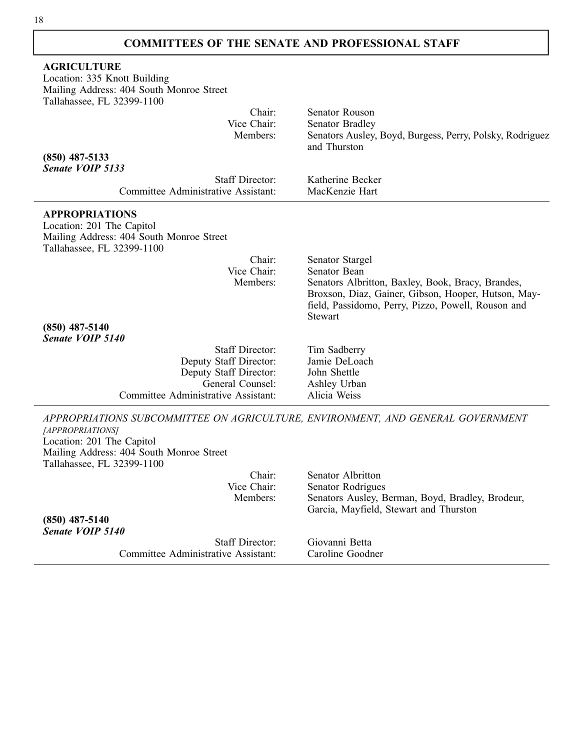## COMMITTEES OF THE SENATE AND PROFESSIONAL STAFF

### AGRICULTURE

Location: 335 Knott Building
Mailing Address: 404 South Monroe Street
Tallahassee, FL 32399-1100

Chair: Senator Rouson
Vice Chair: Senator Bradley
Members: Senators Ausley, Boyd, Burgess, Perry, Polsky, Rodriguez and Thurston

**(850) 487-5133**
***Senate VOIP 5133***

Staff Director: Katherine Becker
Committee Administrative Assistant: MacKenzie Hart

---

### APPROPRIATIONS

Location: 201 The Capitol
Mailing Address: 404 South Monroe Street
Tallahassee, FL 32399-1100

Chair: Senator Stargel
Vice Chair: Senator Bean
Members: Senators Albritton, Baxley, Book, Bracy, Brandes, Broxson, Diaz, Gainer, Gibson, Hooper, Hutson, Mayfield, Passidomo, Perry, Pizzo, Powell, Rouson and Stewart

**(850) 487-5140**
***Senate VOIP 5140***

Staff Director: Tim Sadberry
Deputy Staff Director: Jamie DeLoach
Deputy Staff Director: John Shettle
General Counsel: Ashley Urban
Committee Administrative Assistant: Alicia Weiss

---

*APPROPRIATIONS SUBCOMMITTEE ON AGRICULTURE, ENVIRONMENT, AND GENERAL GOVERNMENT*
*[APPROPRIATIONS]*

Location: 201 The Capitol
Mailing Address: 404 South Monroe Street
Tallahassee, FL 32399-1100

Chair: Senator Albritton
Vice Chair: Senator Rodrigues
Members: Senators Ausley, Berman, Boyd, Bradley, Brodeur, Garcia, Mayfield, Stewart and Thurston

**(850) 487-5140**
***Senate VOIP 5140***

Staff Director: Giovanni Betta
Committee Administrative Assistant: Caroline Goodner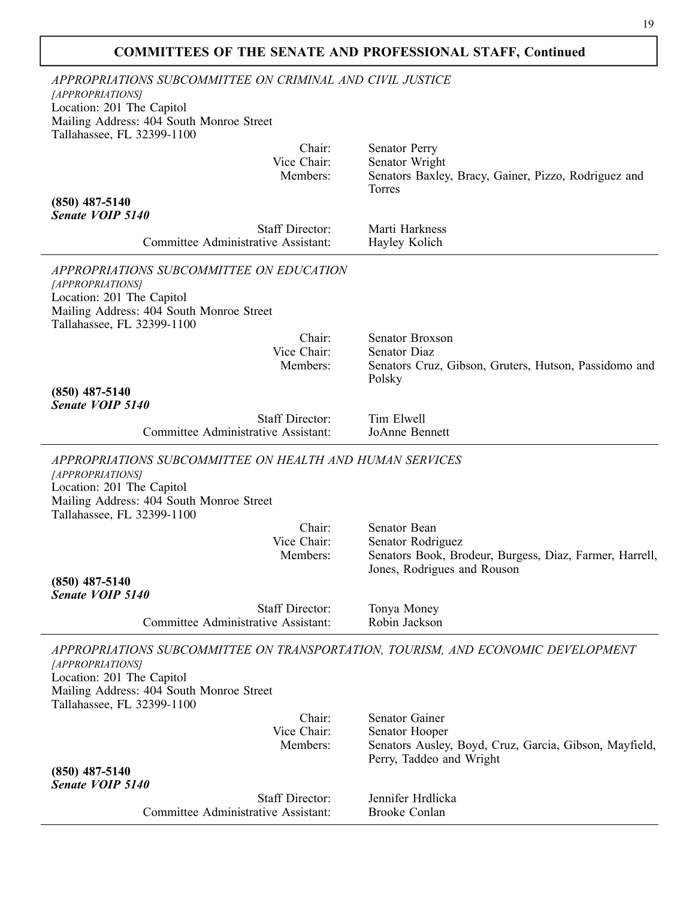## COMMITTEES OF THE SENATE AND PROFESSIONAL STAFF, Continued

*APPROPRIATIONS SUBCOMMITTEE ON CRIMINAL AND CIVIL JUSTICE*
*[APPROPRIATIONS]*
Location: 201 The Capitol
Mailing Address: 404 South Monroe Street
Tallahassee, FL 32399-1100

| | |
|---|---|
| Chair: | Senator Perry |
| Vice Chair: | Senator Wright |
| Members: | Senators Baxley, Bracy, Gainer, Pizzo, Rodriguez and Torres |

**(850) 487-5140**
***Senate VOIP 5140***

| | |
|---|---|
| Staff Director: | Marti Harkness |
| Committee Administrative Assistant: | Hayley Kolich |

---

*APPROPRIATIONS SUBCOMMITTEE ON EDUCATION*
*[APPROPRIATIONS]*
Location: 201 The Capitol
Mailing Address: 404 South Monroe Street
Tallahassee, FL 32399-1100

| | |
|---|---|
| Chair: | Senator Broxson |
| Vice Chair: | Senator Diaz |
| Members: | Senators Cruz, Gibson, Gruters, Hutson, Passidomo and Polsky |

**(850) 487-5140**
***Senate VOIP 5140***

| | |
|---|---|
| Staff Director: | Tim Elwell |
| Committee Administrative Assistant: | JoAnne Bennett |

---

*APPROPRIATIONS SUBCOMMITTEE ON HEALTH AND HUMAN SERVICES*
*[APPROPRIATIONS]*
Location: 201 The Capitol
Mailing Address: 404 South Monroe Street
Tallahassee, FL 32399-1100

| | |
|---|---|
| Chair: | Senator Bean |
| Vice Chair: | Senator Rodriguez |
| Members: | Senators Book, Brodeur, Burgess, Diaz, Farmer, Harrell, Jones, Rodrigues and Rouson |

**(850) 487-5140**
***Senate VOIP 5140***

| | |
|---|---|
| Staff Director: | Tonya Money |
| Committee Administrative Assistant: | Robin Jackson |

---

*APPROPRIATIONS SUBCOMMITTEE ON TRANSPORTATION, TOURISM, AND ECONOMIC DEVELOPMENT*
*[APPROPRIATIONS]*
Location: 201 The Capitol
Mailing Address: 404 South Monroe Street
Tallahassee, FL 32399-1100

| | |
|---|---|
| Chair: | Senator Gainer |
| Vice Chair: | Senator Hooper |
| Members: | Senators Ausley, Boyd, Cruz, Garcia, Gibson, Mayfield, Perry, Taddeo and Wright |

**(850) 487-5140**
***Senate VOIP 5140***

| | |
|---|---|
| Staff Director: | Jennifer Hrdlicka |
| Committee Administrative Assistant: | Brooke Conlan |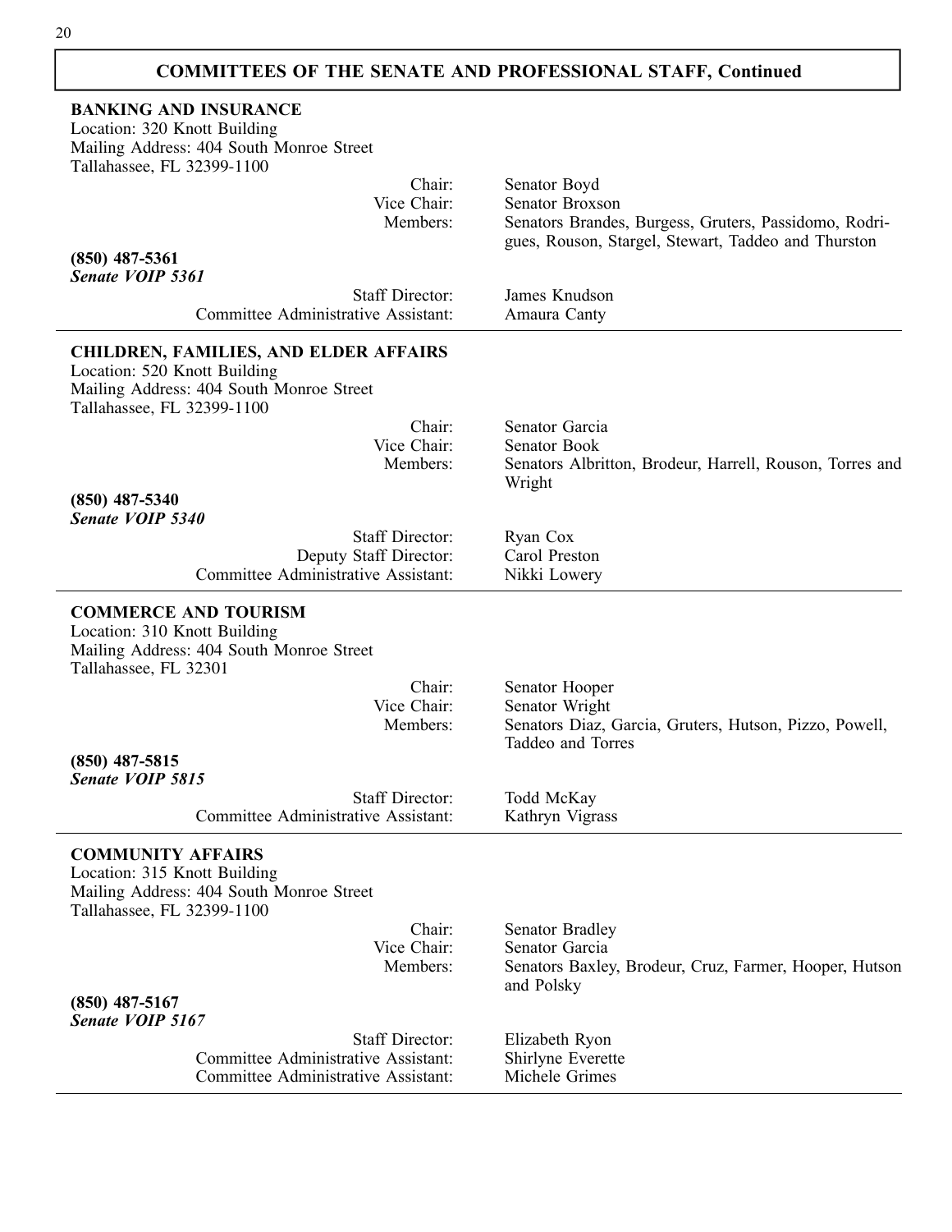## COMMITTEES OF THE SENATE AND PROFESSIONAL STAFF, Continued

### BANKING AND INSURANCE

Location: 320 Knott Building
Mailing Address: 404 South Monroe Street
Tallahassee, FL 32399-1100

Chair: Senator Boyd
Vice Chair: Senator Broxson
Members: Senators Brandes, Burgess, Gruters, Passidomo, Rodrigues, Rouson, Stargel, Stewart, Taddeo and Thurston

**(850) 487-5361**
***Senate VOIP 5361***

Staff Director: James Knudson
Committee Administrative Assistant: Amaura Canty

---

### CHILDREN, FAMILIES, AND ELDER AFFAIRS

Location: 520 Knott Building
Mailing Address: 404 South Monroe Street
Tallahassee, FL 32399-1100

Chair: Senator Garcia
Vice Chair: Senator Book
Members: Senators Albritton, Brodeur, Harrell, Rouson, Torres and Wright

**(850) 487-5340**
***Senate VOIP 5340***

Staff Director: Ryan Cox
Deputy Staff Director: Carol Preston
Committee Administrative Assistant: Nikki Lowery

---

### COMMERCE AND TOURISM

Location: 310 Knott Building
Mailing Address: 404 South Monroe Street
Tallahassee, FL 32301

Chair: Senator Hooper
Vice Chair: Senator Wright
Members: Senators Diaz, Garcia, Gruters, Hutson, Pizzo, Powell, Taddeo and Torres

**(850) 487-5815**
***Senate VOIP 5815***

Staff Director: Todd McKay
Committee Administrative Assistant: Kathryn Vigrass

---

### COMMUNITY AFFAIRS

Location: 315 Knott Building
Mailing Address: 404 South Monroe Street
Tallahassee, FL 32399-1100

Chair: Senator Bradley
Vice Chair: Senator Garcia
Members: Senators Baxley, Brodeur, Cruz, Farmer, Hooper, Hutson and Polsky

**(850) 487-5167**
***Senate VOIP 5167***

Staff Director: Elizabeth Ryon
Committee Administrative Assistant: Shirlyne Everette
Committee Administrative Assistant: Michele Grimes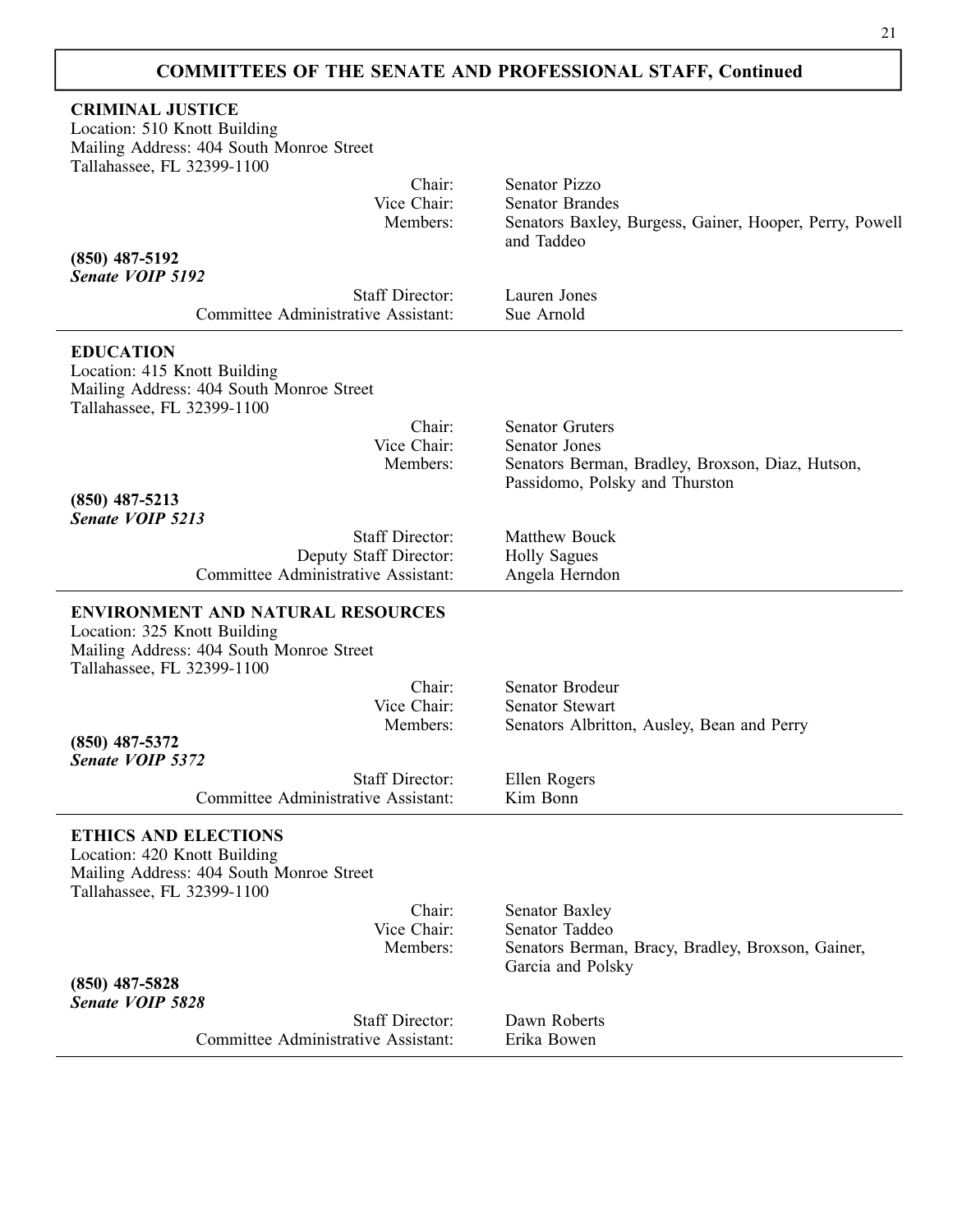## COMMITTEES OF THE SENATE AND PROFESSIONAL STAFF, Continued

### CRIMINAL JUSTICE

Location: 510 Knott Building
Mailing Address: 404 South Monroe Street
Tallahassee, FL 32399-1100

Chair: Senator Pizzo
Vice Chair: Senator Brandes
Members: Senators Baxley, Burgess, Gainer, Hooper, Perry, Powell and Taddeo

**(850) 487-5192**
***Senate VOIP 5192***

Staff Director: Lauren Jones
Committee Administrative Assistant: Sue Arnold

---

### EDUCATION

Location: 415 Knott Building
Mailing Address: 404 South Monroe Street
Tallahassee, FL 32399-1100

Chair: Senator Gruters
Vice Chair: Senator Jones
Members: Senators Berman, Bradley, Broxson, Diaz, Hutson, Passidomo, Polsky and Thurston

**(850) 487-5213**
***Senate VOIP 5213***

Staff Director: Matthew Bouck
Deputy Staff Director: Holly Sagues
Committee Administrative Assistant: Angela Herndon

---

### ENVIRONMENT AND NATURAL RESOURCES

Location: 325 Knott Building
Mailing Address: 404 South Monroe Street
Tallahassee, FL 32399-1100

Chair: Senator Brodeur
Vice Chair: Senator Stewart
Members: Senators Albritton, Ausley, Bean and Perry

**(850) 487-5372**
***Senate VOIP 5372***

Staff Director: Ellen Rogers
Committee Administrative Assistant: Kim Bonn

---

### ETHICS AND ELECTIONS

Location: 420 Knott Building
Mailing Address: 404 South Monroe Street
Tallahassee, FL 32399-1100

Chair: Senator Baxley
Vice Chair: Senator Taddeo
Members: Senators Berman, Bracy, Bradley, Broxson, Gainer, Garcia and Polsky

**(850) 487-5828**
***Senate VOIP 5828***

Staff Director: Dawn Roberts
Committee Administrative Assistant: Erika Bowen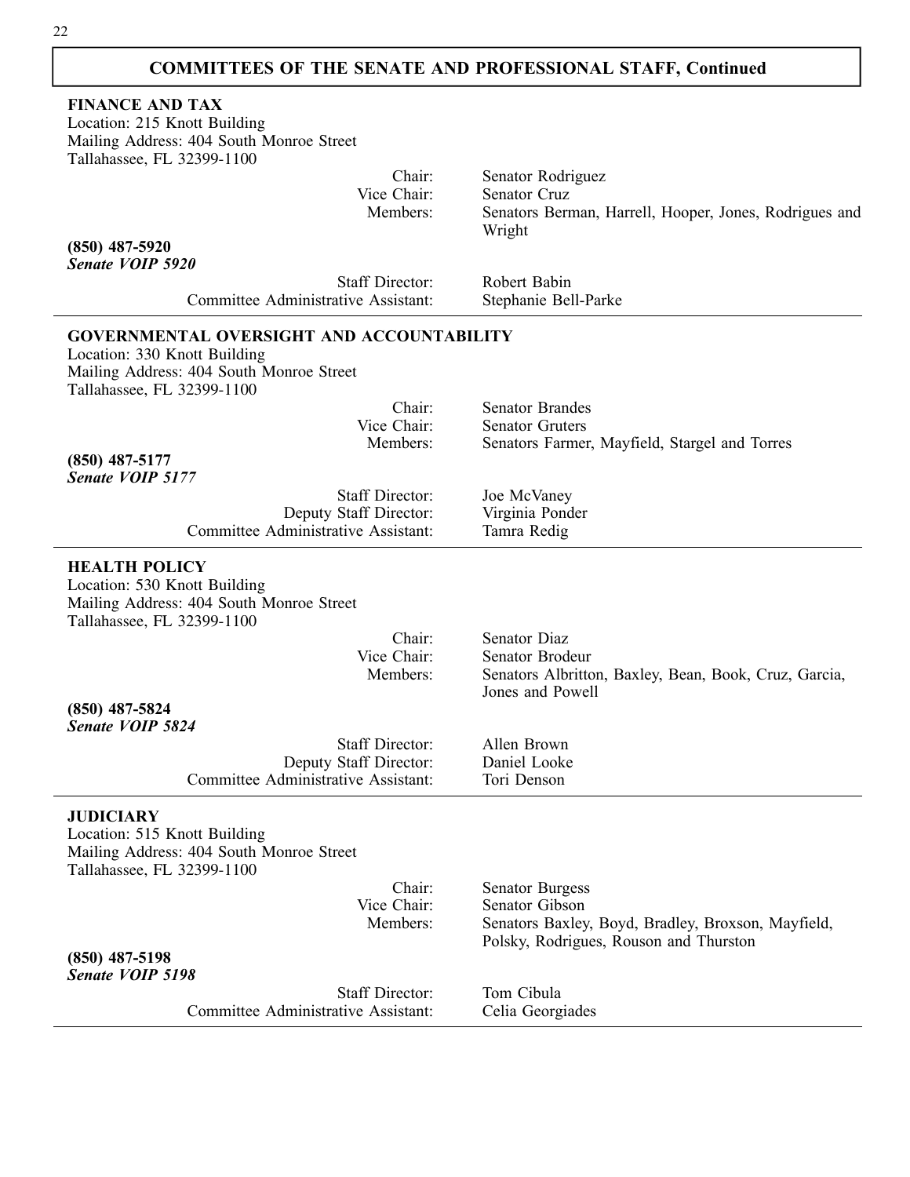## COMMITTEES OF THE SENATE AND PROFESSIONAL STAFF, Continued

### FINANCE AND TAX

Location: 215 Knott Building
Mailing Address: 404 South Monroe Street
Tallahassee, FL 32399-1100

| | |
|---|---|
| Chair: | Senator Rodriguez |
| Vice Chair: | Senator Cruz |
| Members: | Senators Berman, Harrell, Hooper, Jones, Rodrigues and Wright |

**(850) 487-5920**
***Senate VOIP 5920***

| | |
|---|---|
| Staff Director: | Robert Babin |
| Committee Administrative Assistant: | Stephanie Bell-Parke |

### GOVERNMENTAL OVERSIGHT AND ACCOUNTABILITY

Location: 330 Knott Building
Mailing Address: 404 South Monroe Street
Tallahassee, FL 32399-1100

| | |
|---|---|
| Chair: | Senator Brandes |
| Vice Chair: | Senator Gruters |
| Members: | Senators Farmer, Mayfield, Stargel and Torres |

**(850) 487-5177**
***Senate VOIP 5177***

| | |
|---|---|
| Staff Director: | Joe McVaney |
| Deputy Staff Director: | Virginia Ponder |
| Committee Administrative Assistant: | Tamra Redig |

### HEALTH POLICY

Location: 530 Knott Building
Mailing Address: 404 South Monroe Street
Tallahassee, FL 32399-1100

| | |
|---|---|
| Chair: | Senator Diaz |
| Vice Chair: | Senator Brodeur |
| Members: | Senators Albritton, Baxley, Bean, Book, Cruz, Garcia, Jones and Powell |

**(850) 487-5824**
***Senate VOIP 5824***

| | |
|---|---|
| Staff Director: | Allen Brown |
| Deputy Staff Director: | Daniel Looke |
| Committee Administrative Assistant: | Tori Denson |

### JUDICIARY

Location: 515 Knott Building
Mailing Address: 404 South Monroe Street
Tallahassee, FL 32399-1100

| | |
|---|---|
| Chair: | Senator Burgess |
| Vice Chair: | Senator Gibson |
| Members: | Senators Baxley, Boyd, Bradley, Broxson, Mayfield, Polsky, Rodrigues, Rouson and Thurston |

**(850) 487-5198**
***Senate VOIP 5198***

| | |
|---|---|
| Staff Director: | Tom Cibula |
| Committee Administrative Assistant: | Celia Georgiades |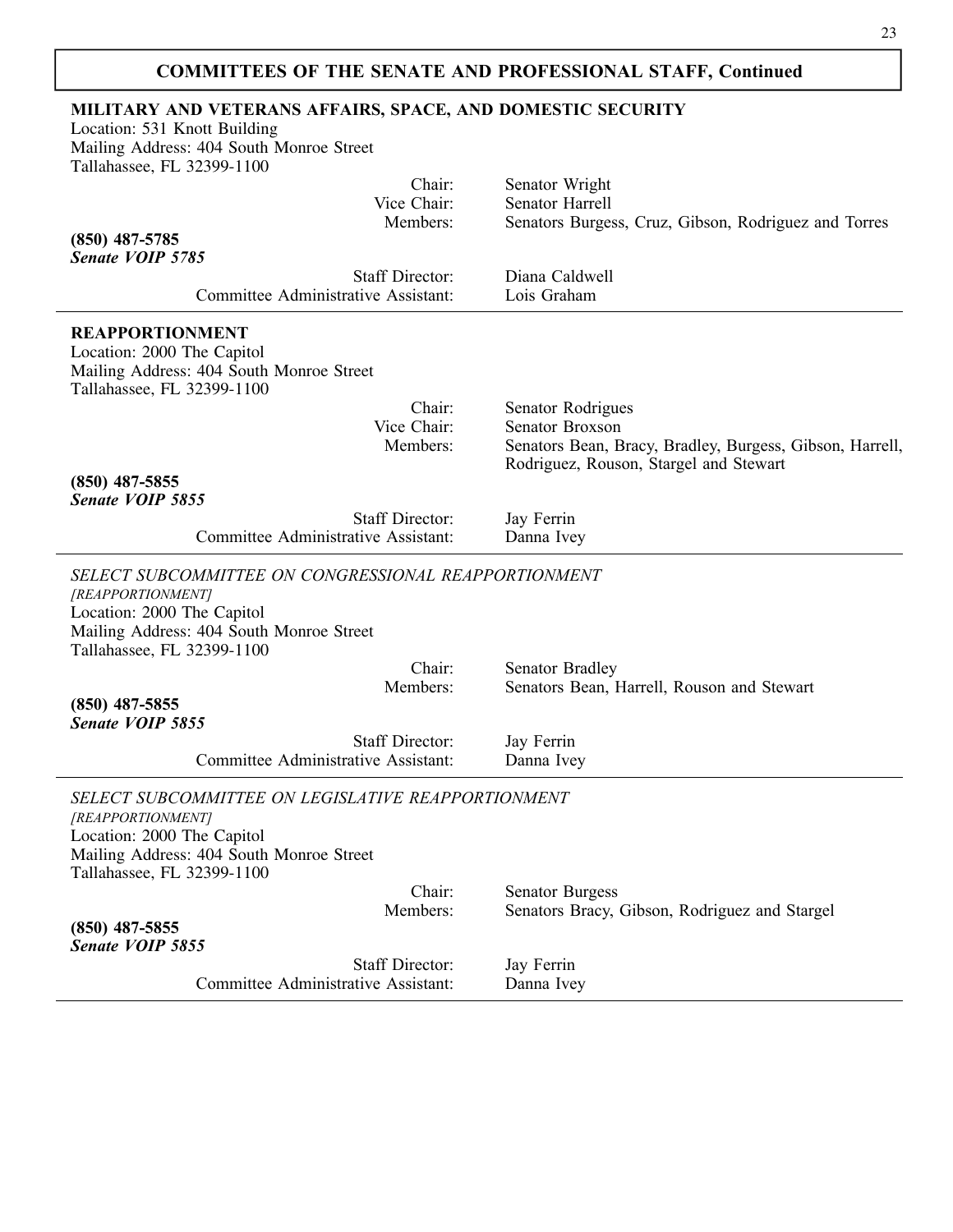## COMMITTEES OF THE SENATE AND PROFESSIONAL STAFF, Continued

### MILITARY AND VETERANS AFFAIRS, SPACE, AND DOMESTIC SECURITY

Location: 531 Knott Building
Mailing Address: 404 South Monroe Street
Tallahassee, FL 32399-1100

Chair: Senator Wright
Vice Chair: Senator Harrell
Members: Senators Burgess, Cruz, Gibson, Rodriguez and Torres

**(850) 487-5785**
***Senate VOIP 5785***

Staff Director: Diana Caldwell
Committee Administrative Assistant: Lois Graham

---

### REAPPORTIONMENT

Location: 2000 The Capitol
Mailing Address: 404 South Monroe Street
Tallahassee, FL 32399-1100

Chair: Senator Rodrigues
Vice Chair: Senator Broxson
Members: Senators Bean, Bracy, Bradley, Burgess, Gibson, Harrell, Rodriguez, Rouson, Stargel and Stewart

**(850) 487-5855**
***Senate VOIP 5855***

Staff Director: Jay Ferrin
Committee Administrative Assistant: Danna Ivey

---

### *SELECT SUBCOMMITTEE ON CONGRESSIONAL REAPPORTIONMENT*

*[REAPPORTIONMENT]*
Location: 2000 The Capitol
Mailing Address: 404 South Monroe Street
Tallahassee, FL 32399-1100

Chair: Senator Bradley
Members: Senators Bean, Harrell, Rouson and Stewart

**(850) 487-5855**
***Senate VOIP 5855***

Staff Director: Jay Ferrin
Committee Administrative Assistant: Danna Ivey

---

### *SELECT SUBCOMMITTEE ON LEGISLATIVE REAPPORTIONMENT*

*[REAPPORTIONMENT]*
Location: 2000 The Capitol
Mailing Address: 404 South Monroe Street
Tallahassee, FL 32399-1100

Chair: Senator Burgess
Members: Senators Bracy, Gibson, Rodriguez and Stargel

**(850) 487-5855**
***Senate VOIP 5855***

Staff Director: Jay Ferrin
Committee Administrative Assistant: Danna Ivey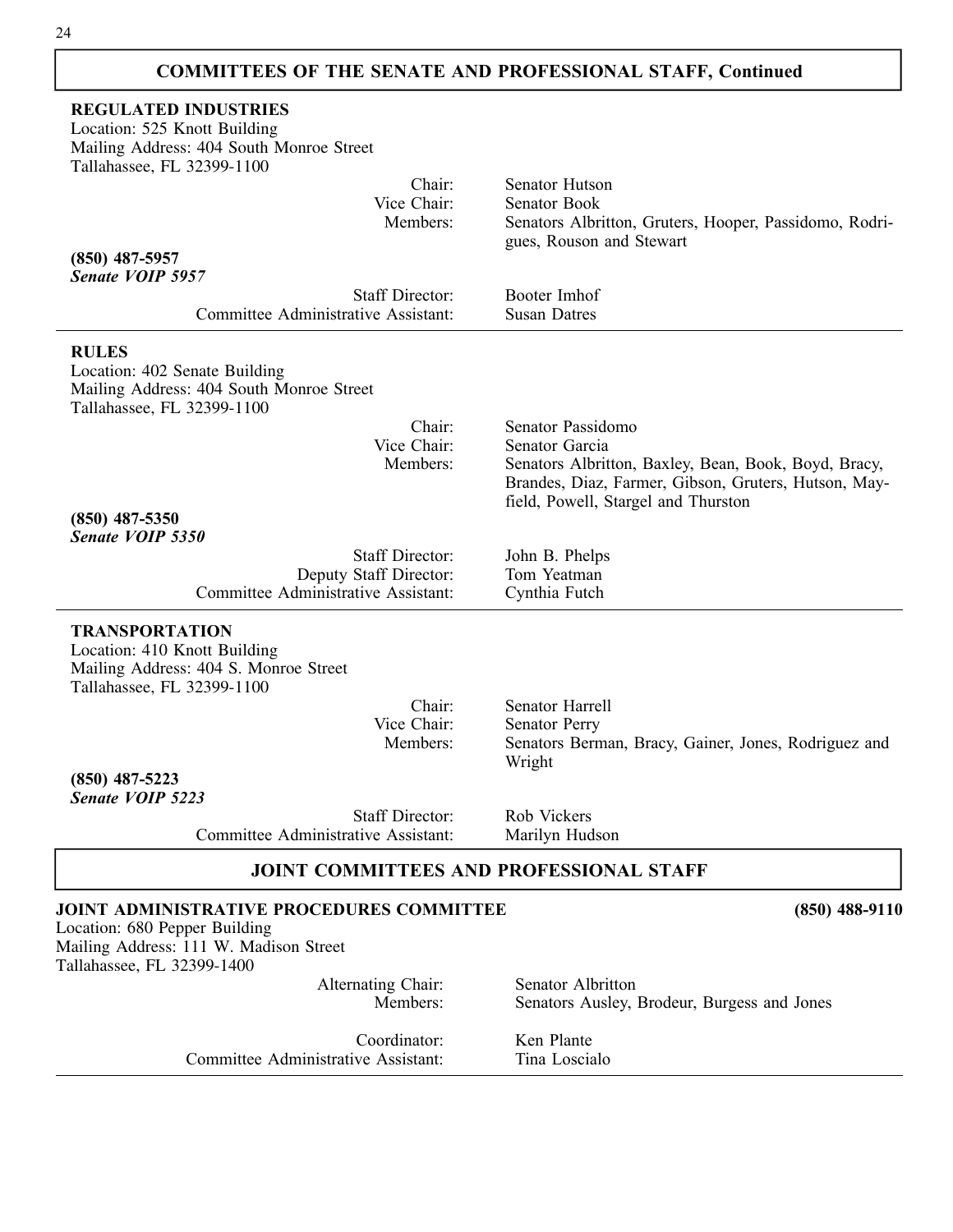## COMMITTEES OF THE SENATE AND PROFESSIONAL STAFF, Continued

### REGULATED INDUSTRIES

Location: 525 Knott Building
Mailing Address: 404 South Monroe Street
Tallahassee, FL 32399-1100

Chair: Senator Hutson
Vice Chair: Senator Book
Members: Senators Albritton, Gruters, Hooper, Passidomo, Rodrigues, Rouson and Stewart

**(850) 487-5957**
***Senate VOIP 5957***

Staff Director: Booter Imhof
Committee Administrative Assistant: Susan Datres

---

### RULES

Location: 402 Senate Building
Mailing Address: 404 South Monroe Street
Tallahassee, FL 32399-1100

Chair: Senator Passidomo
Vice Chair: Senator Garcia
Members: Senators Albritton, Baxley, Bean, Book, Boyd, Bracy, Brandes, Diaz, Farmer, Gibson, Gruters, Hutson, Mayfield, Powell, Stargel and Thurston

**(850) 487-5350**
***Senate VOIP 5350***

Staff Director: John B. Phelps
Deputy Staff Director: Tom Yeatman
Committee Administrative Assistant: Cynthia Futch

---

### TRANSPORTATION

Location: 410 Knott Building
Mailing Address: 404 S. Monroe Street
Tallahassee, FL 32399-1100

Chair: Senator Harrell
Vice Chair: Senator Perry
Members: Senators Berman, Bracy, Gainer, Jones, Rodriguez and Wright

**(850) 487-5223**
***Senate VOIP 5223***

Staff Director: Rob Vickers
Committee Administrative Assistant: Marilyn Hudson

## JOINT COMMITTEES AND PROFESSIONAL STAFF

### JOINT ADMINISTRATIVE PROCEDURES COMMITTEE (850) 488-9110

Location: 680 Pepper Building
Mailing Address: 111 W. Madison Street
Tallahassee, FL 32399-1400

Alternating Chair: Senator Albritton
Members: Senators Ausley, Brodeur, Burgess and Jones

Coordinator: Ken Plante
Committee Administrative Assistant: Tina Loscialo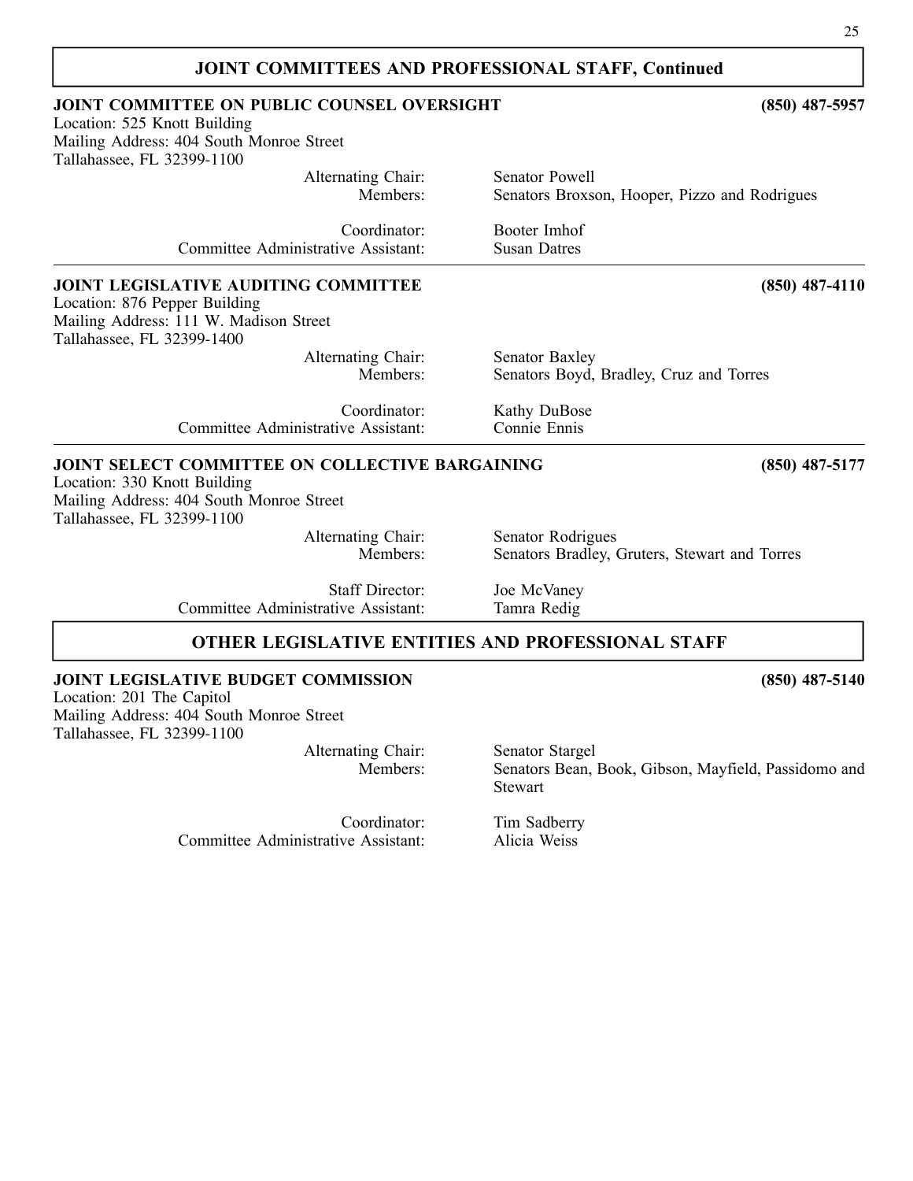## JOINT COMMITTEES AND PROFESSIONAL STAFF, Continued

### JOINT COMMITTEE ON PUBLIC COUNSEL OVERSIGHT — (850) 487-5957

Location: 525 Knott Building
Mailing Address: 404 South Monroe Street
Tallahassee, FL 32399-1100

| | |
|---|---|
| Alternating Chair: | Senator Powell |
| Members: | Senators Broxson, Hooper, Pizzo and Rodrigues |
| Coordinator: | Booter Imhof |
| Committee Administrative Assistant: | Susan Datres |

### JOINT LEGISLATIVE AUDITING COMMITTEE — (850) 487-4110

Location: 876 Pepper Building
Mailing Address: 111 W. Madison Street
Tallahassee, FL 32399-1400

| | |
|---|---|
| Alternating Chair: | Senator Baxley |
| Members: | Senators Boyd, Bradley, Cruz and Torres |
| Coordinator: | Kathy DuBose |
| Committee Administrative Assistant: | Connie Ennis |

### JOINT SELECT COMMITTEE ON COLLECTIVE BARGAINING — (850) 487-5177

Location: 330 Knott Building
Mailing Address: 404 South Monroe Street
Tallahassee, FL 32399-1100

| | |
|---|---|
| Alternating Chair: | Senator Rodrigues |
| Members: | Senators Bradley, Gruters, Stewart and Torres |
| Staff Director: | Joe McVaney |
| Committee Administrative Assistant: | Tamra Redig |

## OTHER LEGISLATIVE ENTITIES AND PROFESSIONAL STAFF

### JOINT LEGISLATIVE BUDGET COMMISSION — (850) 487-5140

Location: 201 The Capitol
Mailing Address: 404 South Monroe Street
Tallahassee, FL 32399-1100

| | |
|---|---|
| Alternating Chair: | Senator Stargel |
| Members: | Senators Bean, Book, Gibson, Mayfield, Passidomo and Stewart |
| Coordinator: | Tim Sadberry |
| Committee Administrative Assistant: | Alicia Weiss |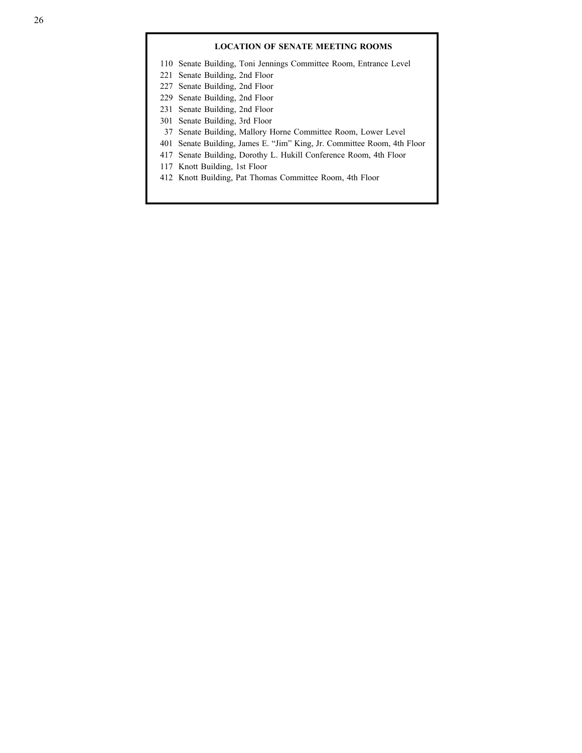## LOCATION OF SENATE MEETING ROOMS

110 Senate Building, Toni Jennings Committee Room, Entrance Level
221 Senate Building, 2nd Floor
227 Senate Building, 2nd Floor
229 Senate Building, 2nd Floor
231 Senate Building, 2nd Floor
301 Senate Building, 3rd Floor
37 Senate Building, Mallory Horne Committee Room, Lower Level
401 Senate Building, James E. “Jim” King, Jr. Committee Room, 4th Floor
417 Senate Building, Dorothy L. Hukill Conference Room, 4th Floor
117 Knott Building, 1st Floor
412 Knott Building, Pat Thomas Committee Room, 4th Floor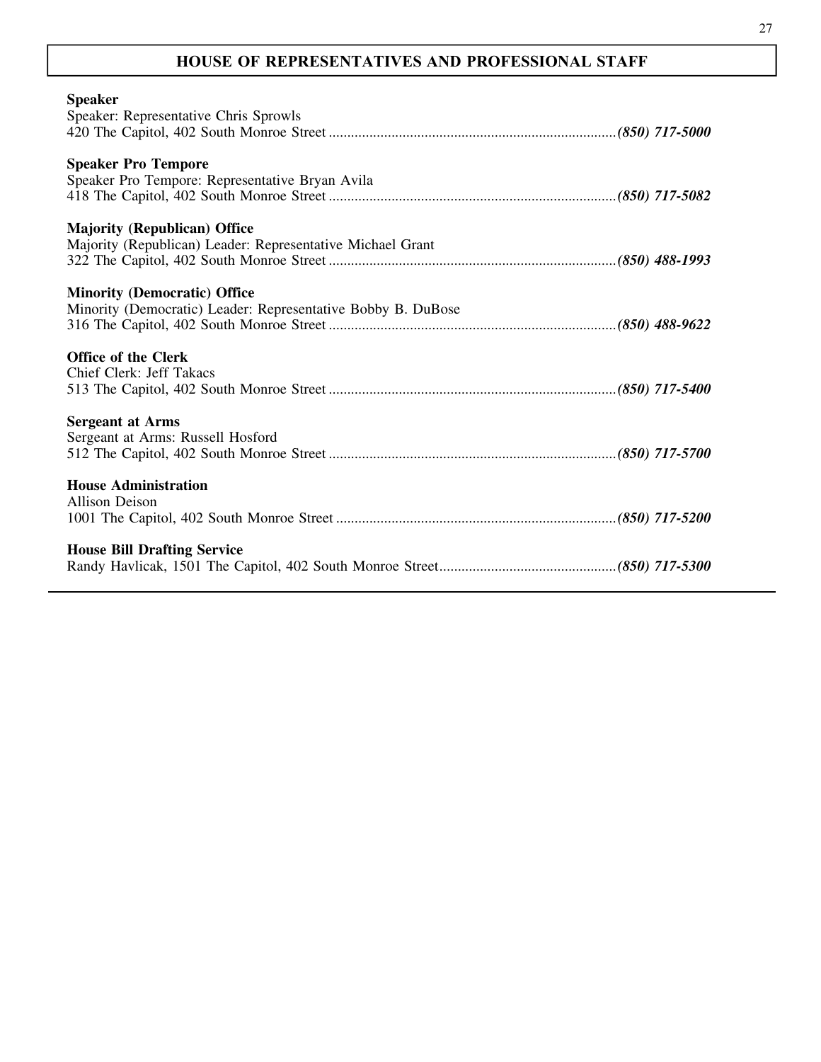## HOUSE OF REPRESENTATIVES AND PROFESSIONAL STAFF

**Speaker**
Speaker: Representative Chris Sprowls
420 The Capitol, 402 South Monroe Street ............................................................................. *(850) 717-5000*

**Speaker Pro Tempore**
Speaker Pro Tempore: Representative Bryan Avila
418 The Capitol, 402 South Monroe Street ............................................................................. *(850) 717-5082*

**Majority (Republican) Office**
Majority (Republican) Leader: Representative Michael Grant
322 The Capitol, 402 South Monroe Street ............................................................................. *(850) 488-1993*

**Minority (Democratic) Office**
Minority (Democratic) Leader: Representative Bobby B. DuBose
316 The Capitol, 402 South Monroe Street ............................................................................. *(850) 488-9622*

**Office of the Clerk**
Chief Clerk: Jeff Takacs
513 The Capitol, 402 South Monroe Street ............................................................................. *(850) 717-5400*

**Sergeant at Arms**
Sergeant at Arms: Russell Hosford
512 The Capitol, 402 South Monroe Street ............................................................................. *(850) 717-5700*

**House Administration**
Allison Deison
1001 The Capitol, 402 South Monroe Street ........................................................................... *(850) 717-5200*

**House Bill Drafting Service**
Randy Havlicak, 1501 The Capitol, 402 South Monroe Street................................................ *(850) 717-5300*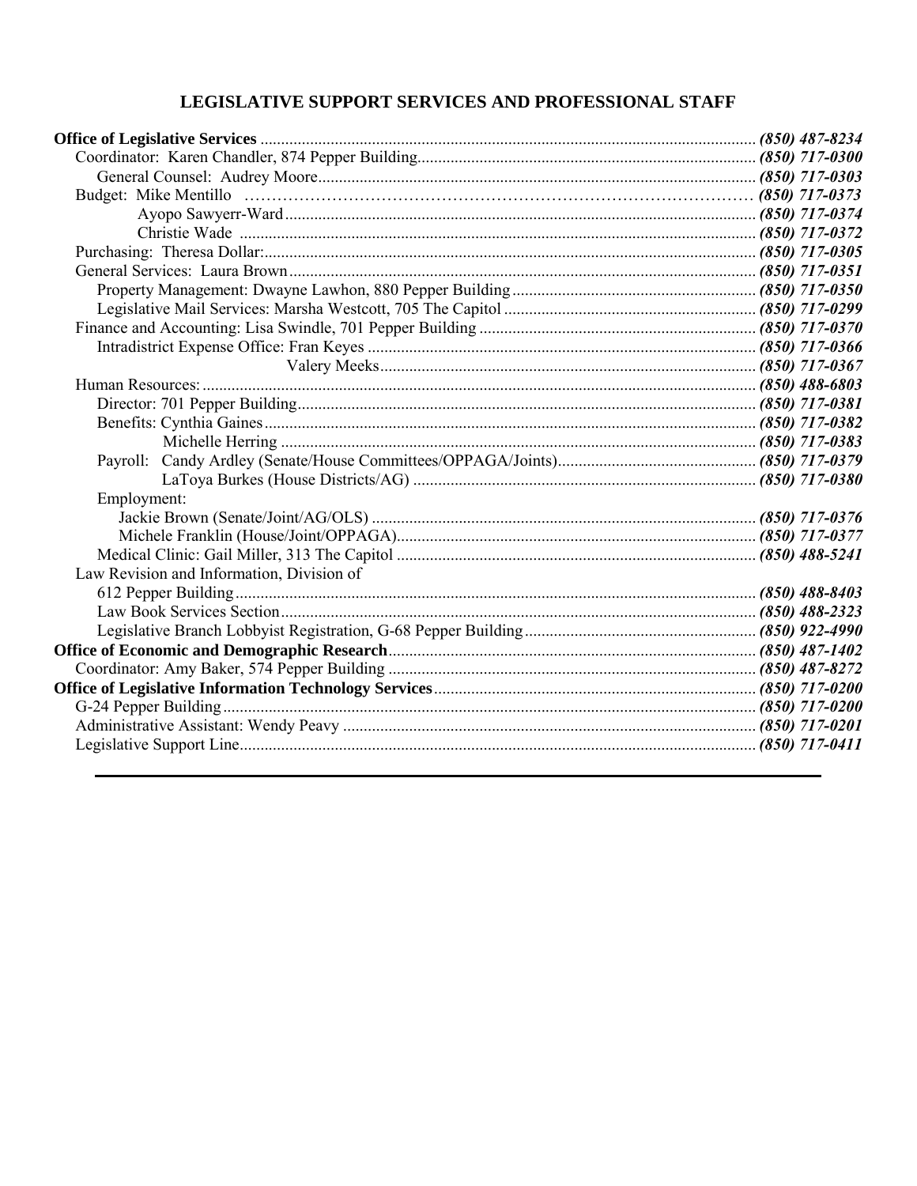## LEGISLATIVE SUPPORT SERVICES AND PROFESSIONAL STAFF

| | |
|---|---|
| **Office of Legislative Services** | ***(850) 487-8234*** |
| Coordinator: Karen Chandler, 874 Pepper Building | ***(850) 717-0300*** |
| General Counsel: Audrey Moore | ***(850) 717-0303*** |
| Budget: Mike Mentillo | ***(850) 717-0373*** |
| Ayopo Sawyerr-Ward | ***(850) 717-0374*** |
| Christie Wade | ***(850) 717-0372*** |
| Purchasing: Theresa Dollar: | ***(850) 717-0305*** |
| General Services: Laura Brown | ***(850) 717-0351*** |
| Property Management: Dwayne Lawhon, 880 Pepper Building | ***(850) 717-0350*** |
| Legislative Mail Services: Marsha Westcott, 705 The Capitol | ***(850) 717-0299*** |
| Finance and Accounting: Lisa Swindle, 701 Pepper Building | ***(850) 717-0370*** |
| Intradistrict Expense Office: Fran Keyes | ***(850) 717-0366*** |
| Valery Meeks | ***(850) 717-0367*** |
| Human Resources: | ***(850) 488-6803*** |
| Director: 701 Pepper Building | ***(850) 717-0381*** |
| Benefits: Cynthia Gaines | ***(850) 717-0382*** |
| Michelle Herring | ***(850) 717-0383*** |
| Payroll: Candy Ardley (Senate/House Committees/OPPAGA/Joints) | ***(850) 717-0379*** |
| LaToya Burkes (House Districts/AG) | ***(850) 717-0380*** |
| Employment: | |
| Jackie Brown (Senate/Joint/AG/OLS) | ***(850) 717-0376*** |
| Michele Franklin (House/Joint/OPPAGA) | ***(850) 717-0377*** |
| Medical Clinic: Gail Miller, 313 The Capitol | ***(850) 488-5241*** |
| Law Revision and Information, Division of | |
| 612 Pepper Building | ***(850) 488-8403*** |
| Law Book Services Section | ***(850) 488-2323*** |
| Legislative Branch Lobbyist Registration, G-68 Pepper Building | ***(850) 922-4990*** |
| **Office of Economic and Demographic Research** | ***(850) 487-1402*** |
| Coordinator: Amy Baker, 574 Pepper Building | ***(850) 487-8272*** |
| **Office of Legislative Information Technology Services** | ***(850) 717-0200*** |
| G-24 Pepper Building | ***(850) 717-0200*** |
| Administrative Assistant: Wendy Peavy | ***(850) 717-0201*** |
| Legislative Support Line | ***(850) 717-0411*** |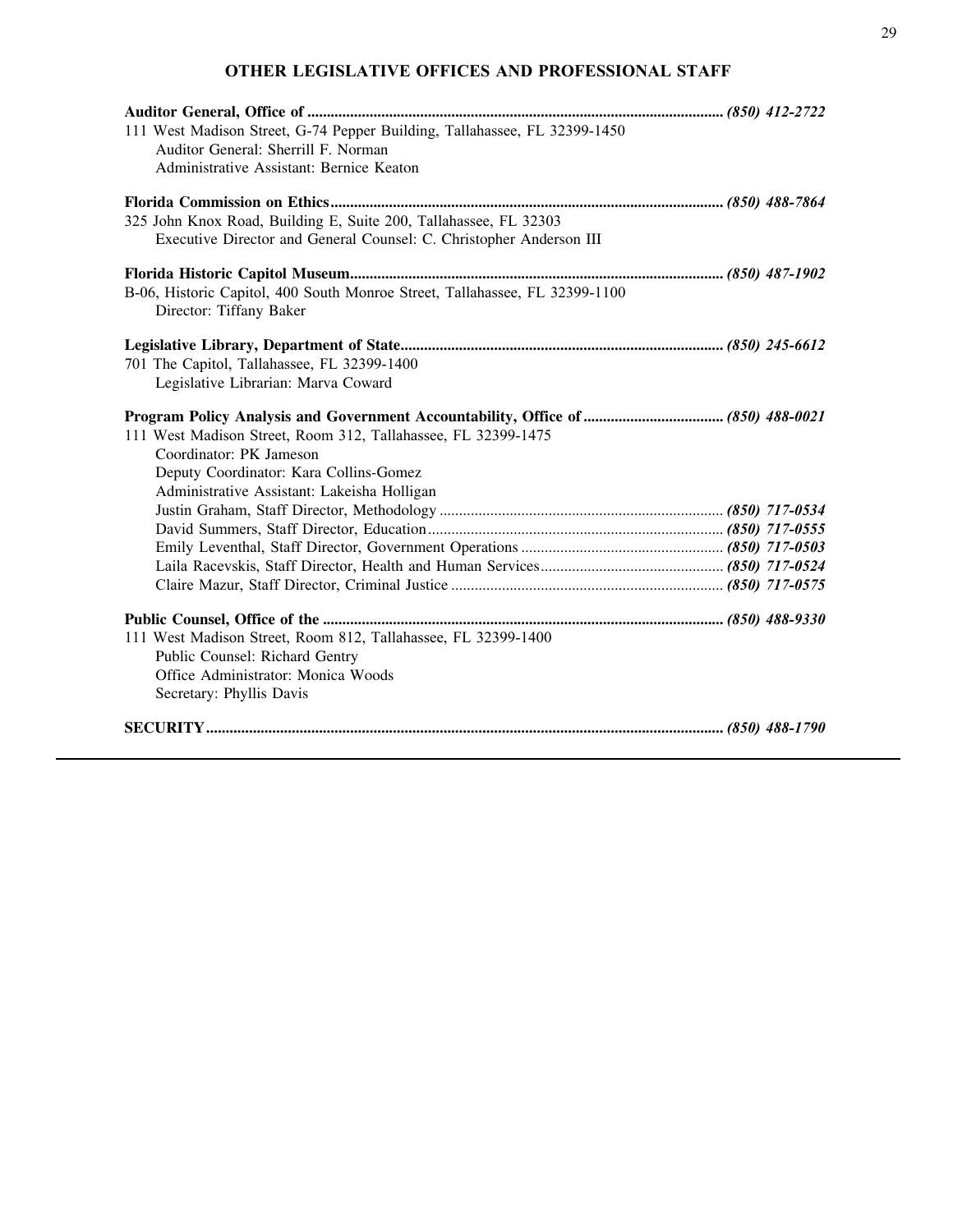## OTHER LEGISLATIVE OFFICES AND PROFESSIONAL STAFF

**Auditor General, Office of** ........................................................................................................ ***(850) 412-2722***
111 West Madison Street, G-74 Pepper Building, Tallahassee, FL 32399-1450
Auditor General: Sherrill F. Norman
Administrative Assistant: Bernice Keaton

**Florida Commission on Ethics** ........................................................................................................ ***(850) 488-7864***
325 John Knox Road, Building E, Suite 200, Tallahassee, FL 32303
Executive Director and General Counsel: C. Christopher Anderson III

**Florida Historic Capitol Museum** ........................................................................................................ ***(850) 487-1902***
B-06, Historic Capitol, 400 South Monroe Street, Tallahassee, FL 32399-1100
Director: Tiffany Baker

**Legislative Library, Department of State** ........................................................................................................ ***(850) 245-6612***
701 The Capitol, Tallahassee, FL 32399-1400
Legislative Librarian: Marva Coward

**Program Policy Analysis and Government Accountability, Office of** ........................................ ***(850) 488-0021***
111 West Madison Street, Room 312, Tallahassee, FL 32399-1475
Coordinator: PK Jameson
Deputy Coordinator: Kara Collins-Gomez
Administrative Assistant: Lakeisha Holligan
Justin Graham, Staff Director, Methodology ........................................ ***(850) 717-0534***
David Summers, Staff Director, Education ........................................ ***(850) 717-0555***
Emily Leventhal, Staff Director, Government Operations ........................................ ***(850) 717-0503***
Laila Racevskis, Staff Director, Health and Human Services ........................................ ***(850) 717-0524***
Claire Mazur, Staff Director, Criminal Justice ........................................ ***(850) 717-0575***

**Public Counsel, Office of the** ........................................................................................................ ***(850) 488-9330***
111 West Madison Street, Room 812, Tallahassee, FL 32399-1400
Public Counsel: Richard Gentry
Office Administrator: Monica Woods
Secretary: Phyllis Davis

**SECURITY** ........................................................................................................ ***(850) 488-1790***